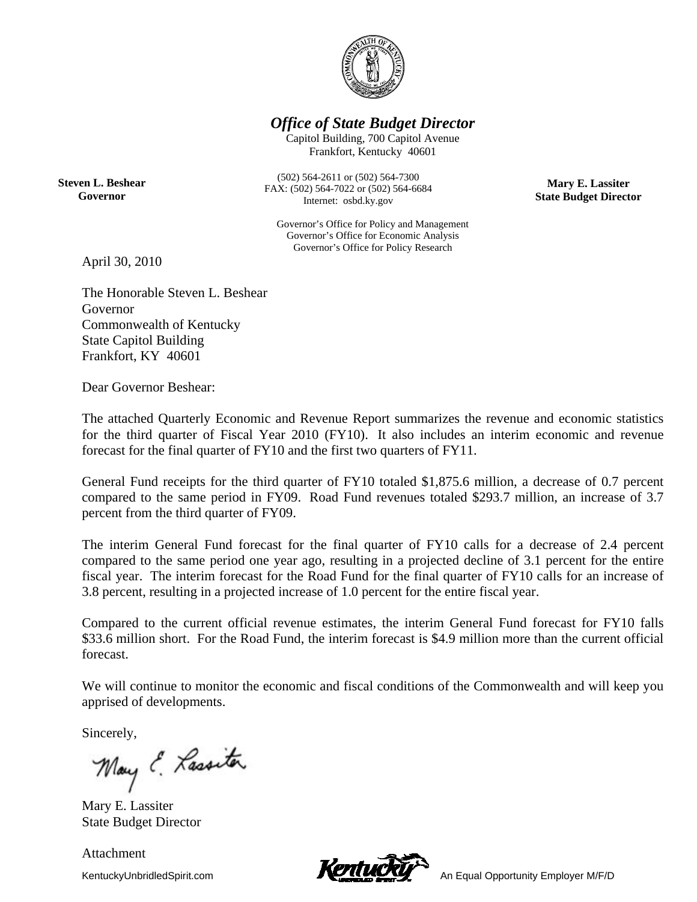***Office of State Budget Director***

Capitol Building, 700 Capitol Avenue
Frankfort, Kentucky 40601

(502) 564-2611 or (502) 564-7300
FAX: (502) 564-7022 or (502) 564-6684
Internet: osbd.ky.gov

**Steven L. Beshear**
**Governor**

**Mary E. Lassiter**
**State Budget Director**

Governor's Office for Policy and Management
Governor's Office for Economic Analysis
Governor's Office for Policy Research

April 30, 2010

The Honorable Steven L. Beshear
Governor
Commonwealth of Kentucky
State Capitol Building
Frankfort, KY 40601

Dear Governor Beshear:

The attached Quarterly Economic and Revenue Report summarizes the revenue and economic statistics for the third quarter of Fiscal Year 2010 (FY10). It also includes an interim economic and revenue forecast for the final quarter of FY10 and the first two quarters of FY11.

General Fund receipts for the third quarter of FY10 totaled $1,875.6 million, a decrease of 0.7 percent compared to the same period in FY09. Road Fund revenues totaled $293.7 million, an increase of 3.7 percent from the third quarter of FY09.

The interim General Fund forecast for the final quarter of FY10 calls for a decrease of 2.4 percent compared to the same period one year ago, resulting in a projected decline of 3.1 percent for the entire fiscal year. The interim forecast for the Road Fund for the final quarter of FY10 calls for an increase of 3.8 percent, resulting in a projected increase of 1.0 percent for the entire fiscal year.

Compared to the current official revenue estimates, the interim General Fund forecast for FY10 falls $33.6 million short. For the Road Fund, the interim forecast is $4.9 million more than the current official forecast.

We will continue to monitor the economic and fiscal conditions of the Commonwealth and will keep you apprised of developments.

Sincerely,

Mary E. Lassiter
State Budget Director

Attachment

KentuckyUnbridledSpirit.com An Equal Opportunity Employer M/F/D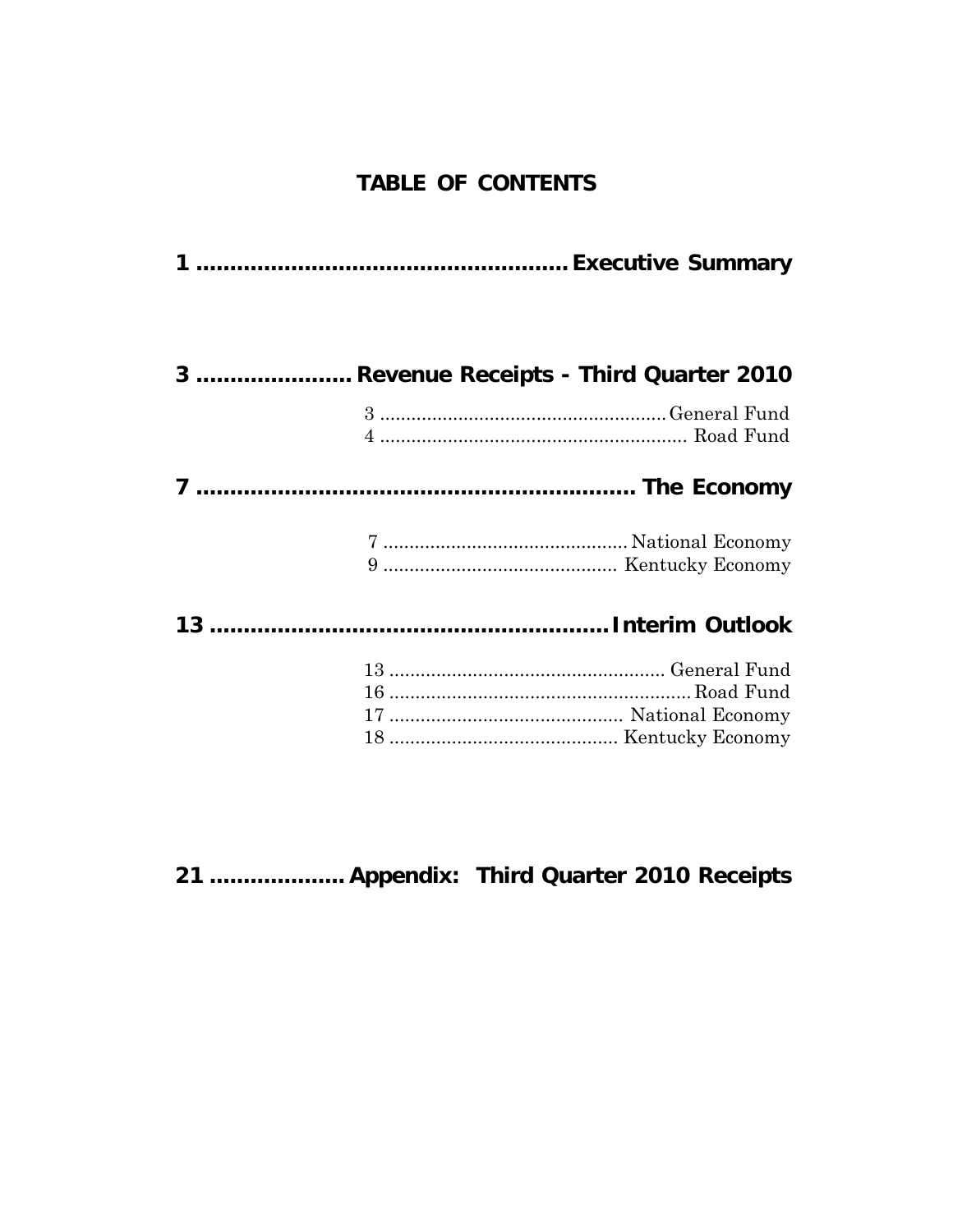# TABLE OF CONTENTS

**1 ..................................................... Executive Summary**

**3 ...................... Revenue Receipts - Third Quarter 2010**

- 3 ..................................................... General Fund
- 4 ..................................................... Road Fund

**7 ..................................................... The Economy**

- 7 ..................................................... National Economy
- 9 ..................................................... Kentucky Economy

**13 ..................................................... Interim Outlook**

- 13 ..................................................... General Fund
- 16 ..................................................... Road Fund
- 17 ..................................................... National Economy
- 18 ..................................................... Kentucky Economy

**21 .................... Appendix: Third Quarter 2010 Receipts**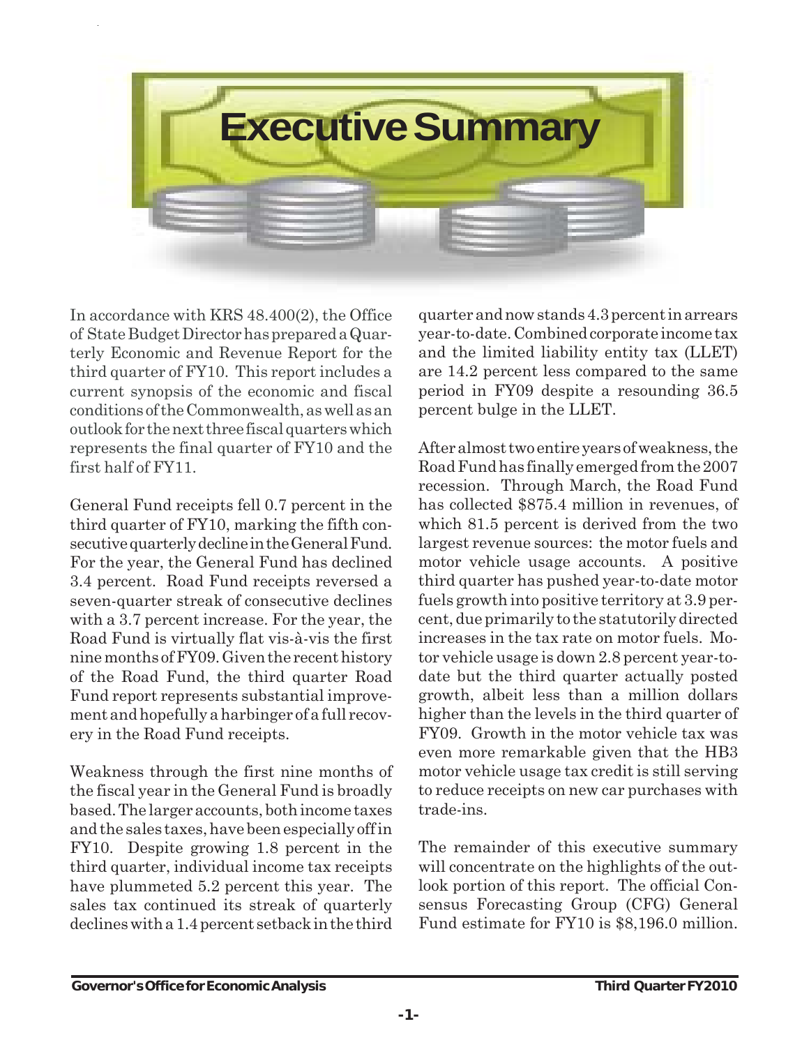# Executive Summary

In accordance with KRS 48.400(2), the Office of State Budget Director has prepared a Quarterly Economic and Revenue Report for the third quarter of FY10. This report includes a current synopsis of the economic and fiscal conditions of the Commonwealth, as well as an outlook for the next three fiscal quarters which represents the final quarter of FY10 and the first half of FY11.

General Fund receipts fell 0.7 percent in the third quarter of FY10, marking the fifth consecutive quarterly decline in the General Fund. For the year, the General Fund has declined 3.4 percent. Road Fund receipts reversed a seven-quarter streak of consecutive declines with a 3.7 percent increase. For the year, the Road Fund is virtually flat vis-à-vis the first nine months of FY09. Given the recent history of the Road Fund, the third quarter Road Fund report represents substantial improvement and hopefully a harbinger of a full recovery in the Road Fund receipts.

Weakness through the first nine months of the fiscal year in the General Fund is broadly based. The larger accounts, both income taxes and the sales taxes, have been especially off in FY10. Despite growing 1.8 percent in the third quarter, individual income tax receipts have plummeted 5.2 percent this year. The sales tax continued its streak of quarterly declines with a 1.4 percent setback in the third quarter and now stands 4.3 percent in arrears year-to-date. Combined corporate income tax and the limited liability entity tax (LLET) are 14.2 percent less compared to the same period in FY09 despite a resounding 36.5 percent bulge in the LLET.

After almost two entire years of weakness, the Road Fund has finally emerged from the 2007 recession. Through March, the Road Fund has collected $875.4 million in revenues, of which 81.5 percent is derived from the two largest revenue sources: the motor fuels and motor vehicle usage accounts. A positive third quarter has pushed year-to-date motor fuels growth into positive territory at 3.9 percent, due primarily to the statutorily directed increases in the tax rate on motor fuels. Motor vehicle usage is down 2.8 percent year-to-date but the third quarter actually posted growth, albeit less than a million dollars higher than the levels in the third quarter of FY09. Growth in the motor vehicle tax was even more remarkable given that the HB3 motor vehicle usage tax credit is still serving to reduce receipts on new car purchases with trade-ins.

The remainder of this executive summary will concentrate on the highlights of the outlook portion of this report. The official Consensus Forecasting Group (CFG) General Fund estimate for FY10 is $8,196.0 million.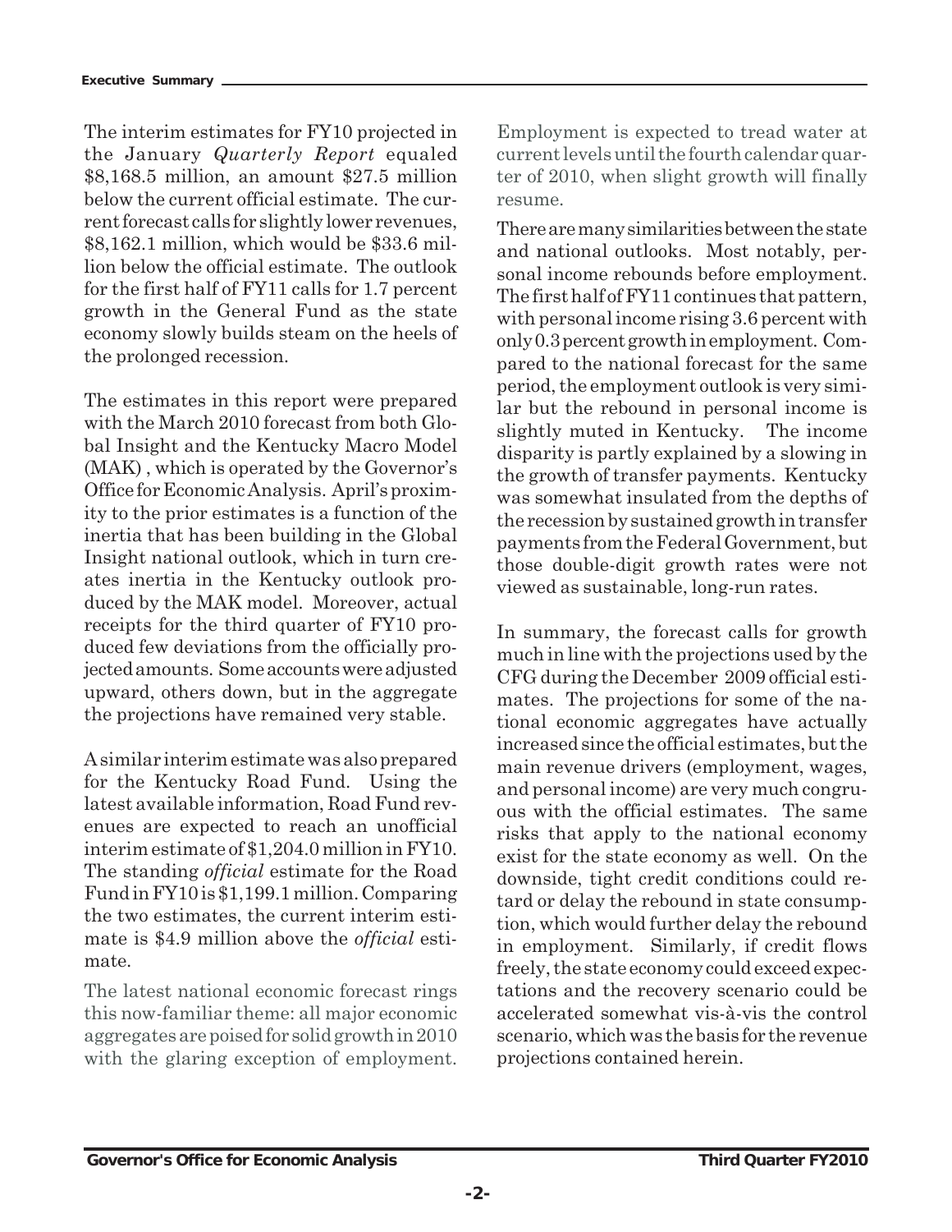The interim estimates for FY10 projected in the January *Quarterly Report* equaled $8,168.5 million, an amount $27.5 million below the current official estimate. The current forecast calls for slightly lower revenues, $8,162.1 million, which would be $33.6 million below the official estimate. The outlook for the first half of FY11 calls for 1.7 percent growth in the General Fund as the state economy slowly builds steam on the heels of the prolonged recession.

The estimates in this report were prepared with the March 2010 forecast from both Global Insight and the Kentucky Macro Model (MAK) , which is operated by the Governor's Office for Economic Analysis. April's proximity to the prior estimates is a function of the inertia that has been building in the Global Insight national outlook, which in turn creates inertia in the Kentucky outlook produced by the MAK model. Moreover, actual receipts for the third quarter of FY10 produced few deviations from the officially projected amounts. Some accounts were adjusted upward, others down, but in the aggregate the projections have remained very stable.

A similar interim estimate was also prepared for the Kentucky Road Fund. Using the latest available information, Road Fund revenues are expected to reach an unofficial interim estimate of $1,204.0 million in FY10. The standing *official* estimate for the Road Fund in FY10 is $1,199.1 million. Comparing the two estimates, the current interim estimate is $4.9 million above the *official* estimate.

The latest national economic forecast rings this now-familiar theme: all major economic aggregates are poised for solid growth in 2010 with the glaring exception of employment. Employment is expected to tread water at current levels until the fourth calendar quarter of 2010, when slight growth will finally resume.

There are many similarities between the state and national outlooks. Most notably, personal income rebounds before employment. The first half of FY11 continues that pattern, with personal income rising 3.6 percent with only 0.3 percent growth in employment. Compared to the national forecast for the same period, the employment outlook is very similar but the rebound in personal income is slightly muted in Kentucky. The income disparity is partly explained by a slowing in the growth of transfer payments. Kentucky was somewhat insulated from the depths of the recession by sustained growth in transfer payments from the Federal Government, but those double-digit growth rates were not viewed as sustainable, long-run rates.

In summary, the forecast calls for growth much in line with the projections used by the CFG during the December 2009 official estimates. The projections for some of the national economic aggregates have actually increased since the official estimates, but the main revenue drivers (employment, wages, and personal income) are very much congruous with the official estimates. The same risks that apply to the national economy exist for the state economy as well. On the downside, tight credit conditions could retard or delay the rebound in state consumption, which would further delay the rebound in employment. Similarly, if credit flows freely, the state economy could exceed expectations and the recovery scenario could be accelerated somewhat vis-à-vis the control scenario, which was the basis for the revenue projections contained herein.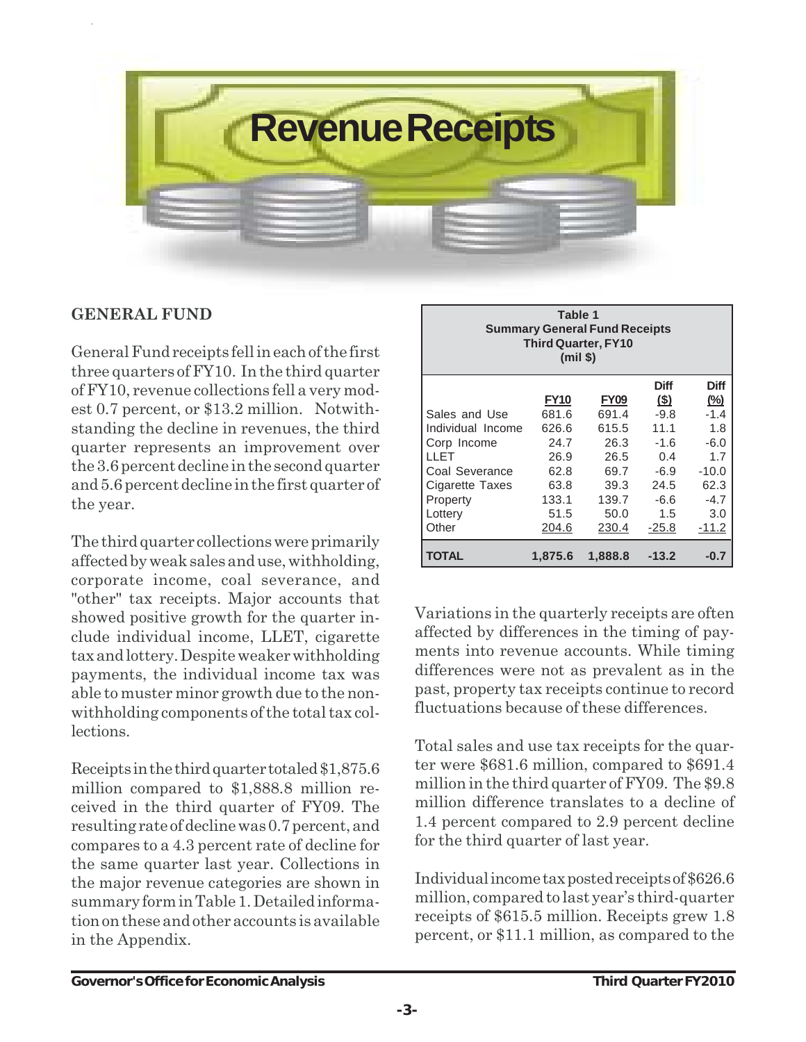# Revenue Receipts

## GENERAL FUND

General Fund receipts fell in each of the first three quarters of FY10. In the third quarter of FY10, revenue collections fell a very modest 0.7 percent, or $13.2 million. Notwithstanding the decline in revenues, the third quarter represents an improvement over the 3.6 percent decline in the second quarter and 5.6 percent decline in the first quarter of the year.

The third quarter collections were primarily affected by weak sales and use, withholding, corporate income, coal severance, and "other" tax receipts. Major accounts that showed positive growth for the quarter include individual income, LLET, cigarette tax and lottery. Despite weaker withholding payments, the individual income tax was able to muster minor growth due to the non-withholding components of the total tax collections.

Receipts in the third quarter totaled $1,875.6 million compared to $1,888.8 million received in the third quarter of FY09. The resulting rate of decline was 0.7 percent, and compares to a 4.3 percent rate of decline for the same quarter last year. Collections in the major revenue categories are shown in summary form in Table 1. Detailed information on these and other accounts is available in the Appendix.

**Table 1**
**Summary General Fund Receipts**
**Third Quarter, FY10**
**(mil $)**

| | FY10 | FY09 | Diff ($) | Diff (%) |
|---|---|---|---|---|
| Sales and Use | 681.6 | 691.4 | -9.8 | -1.4 |
| Individual Income | 626.6 | 615.5 | 11.1 | 1.8 |
| Corp Income | 24.7 | 26.3 | -1.6 | -6.0 |
| LLET | 26.9 | 26.5 | 0.4 | 1.7 |
| Coal Severance | 62.8 | 69.7 | -6.9 | -10.0 |
| Cigarette Taxes | 63.8 | 39.3 | 24.5 | 62.3 |
| Property | 133.1 | 139.7 | -6.6 | -4.7 |
| Lottery | 51.5 | 50.0 | 1.5 | 3.0 |
| Other | 204.6 | 230.4 | -25.8 | -11.2 |
| **TOTAL** | **1,875.6** | **1,888.8** | **-13.2** | **-0.7** |

Variations in the quarterly receipts are often affected by differences in the timing of payments into revenue accounts. While timing differences were not as prevalent as in the past, property tax receipts continue to record fluctuations because of these differences.

Total sales and use tax receipts for the quarter were $681.6 million, compared to $691.4 million in the third quarter of FY09. The $9.8 million difference translates to a decline of 1.4 percent compared to 2.9 percent decline for the third quarter of last year.

Individual income tax posted receipts of $626.6 million, compared to last year's third-quarter receipts of $615.5 million. Receipts grew 1.8 percent, or $11.1 million, as compared to the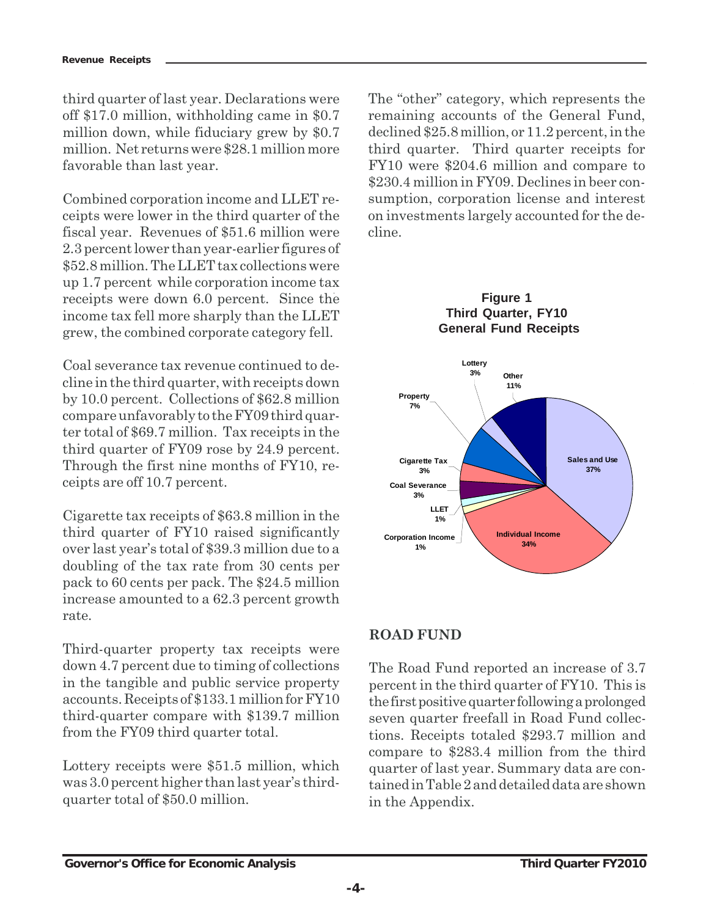third quarter of last year. Declarations were off $17.0 million, withholding came in $0.7 million down, while fiduciary grew by $0.7 million. Net returns were $28.1 million more favorable than last year.

Combined corporation income and LLET receipts were lower in the third quarter of the fiscal year. Revenues of $51.6 million were 2.3 percent lower than year-earlier figures of $52.8 million. The LLET tax collections were up 1.7 percent while corporation income tax receipts were down 6.0 percent. Since the income tax fell more sharply than the LLET grew, the combined corporate category fell.

Coal severance tax revenue continued to decline in the third quarter, with receipts down by 10.0 percent. Collections of $62.8 million compare unfavorably to the FY09 third quarter total of $69.7 million. Tax receipts in the third quarter of FY09 rose by 24.9 percent. Through the first nine months of FY10, receipts are off 10.7 percent.

Cigarette tax receipts of $63.8 million in the third quarter of FY10 raised significantly over last year's total of $39.3 million due to a doubling of the tax rate from 30 cents per pack to 60 cents per pack. The $24.5 million increase amounted to a 62.3 percent growth rate.

Third-quarter property tax receipts were down 4.7 percent due to timing of collections in the tangible and public service property accounts. Receipts of $133.1 million for FY10 third-quarter compare with $139.7 million from the FY09 third quarter total.

Lottery receipts were $51.5 million, which was 3.0 percent higher than last year's third-quarter total of $50.0 million.

The "other" category, which represents the remaining accounts of the General Fund, declined $25.8 million, or 11.2 percent, in the third quarter. Third quarter receipts for FY10 were $204.6 million and compare to $230.4 million in FY09. Declines in beer consumption, corporation license and interest on investments largely accounted for the decline.

**Figure 1**
**Third Quarter, FY10**
**General Fund Receipts**

| Category | Share |
|---|---|
| Sales and Use | 37% |
| Individual Income | 34% |
| Corporation Income | 1% |
| LLET | 1% |
| Coal Severance | 3% |
| Cigarette Tax | 3% |
| Property | 7% |
| Lottery | 3% |
| Other | 11% |

## ROAD FUND

The Road Fund reported an increase of 3.7 percent in the third quarter of FY10. This is the first positive quarter following a prolonged seven quarter freefall in Road Fund collections. Receipts totaled $293.7 million and compare to $283.4 million from the third quarter of last year. Summary data are contained in Table 2 and detailed data are shown in the Appendix.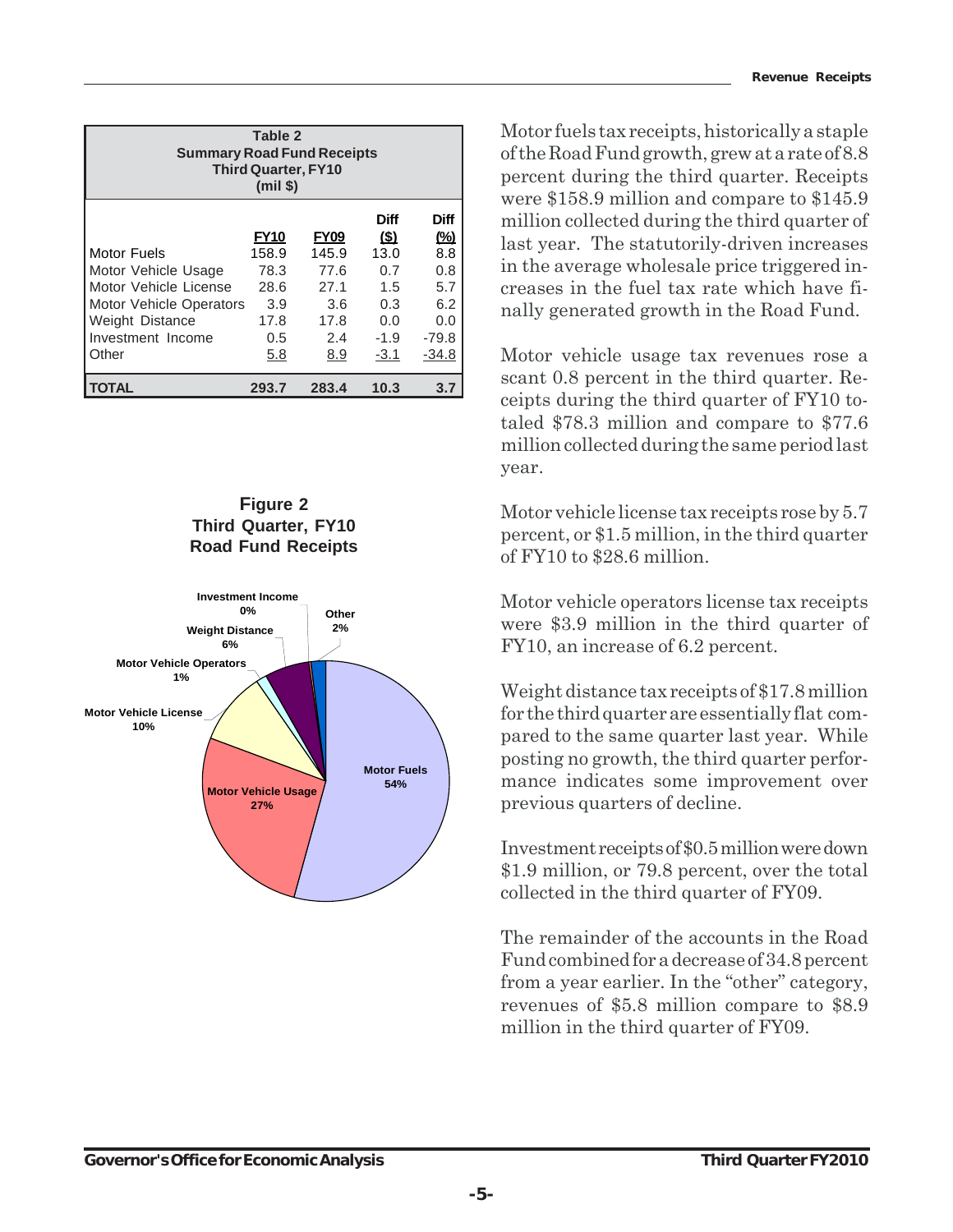**Table 2**
**Summary Road Fund Receipts**
**Third Quarter, FY10**
**(mil $)**

| | FY10 | FY09 | Diff ($) | Diff (%) |
|---|---|---|---|---|
| Motor Fuels | 158.9 | 145.9 | 13.0 | 8.8 |
| Motor Vehicle Usage | 78.3 | 77.6 | 0.7 | 0.8 |
| Motor Vehicle License | 28.6 | 27.1 | 1.5 | 5.7 |
| Motor Vehicle Operators | 3.9 | 3.6 | 0.3 | 6.2 |
| Weight Distance | 17.8 | 17.8 | 0.0 | 0.0 |
| Investment Income | 0.5 | 2.4 | -1.9 | -79.8 |
| Other | 5.8 | 8.9 | -3.1 | -34.8 |
| **TOTAL** | **293.7** | **283.4** | **10.3** | **3.7** |

**Figure 2**
**Third Quarter, FY10**
**Road Fund Receipts**

Motor Fuels 54%; Motor Vehicle Usage 27%; Motor Vehicle License 10%; Motor Vehicle Operators 1%; Weight Distance 6%; Investment Income 0%; Other 2%

Motor fuels tax receipts, historically a staple of the Road Fund growth, grew at a rate of 8.8 percent during the third quarter. Receipts were $158.9 million and compare to $145.9 million collected during the third quarter of last year. The statutorily-driven increases in the average wholesale price triggered increases in the fuel tax rate which have finally generated growth in the Road Fund.

Motor vehicle usage tax revenues rose a scant 0.8 percent in the third quarter. Receipts during the third quarter of FY10 totaled $78.3 million and compare to $77.6 million collected during the same period last year.

Motor vehicle license tax receipts rose by 5.7 percent, or $1.5 million, in the third quarter of FY10 to $28.6 million.

Motor vehicle operators license tax receipts were $3.9 million in the third quarter of FY10, an increase of 6.2 percent.

Weight distance tax receipts of $17.8 million for the third quarter are essentially flat compared to the same quarter last year. While posting no growth, the third quarter performance indicates some improvement over previous quarters of decline.

Investment receipts of $0.5 million were down $1.9 million, or 79.8 percent, over the total collected in the third quarter of FY09.

The remainder of the accounts in the Road Fund combined for a decrease of 34.8 percent from a year earlier. In the "other" category, revenues of $5.8 million compare to $8.9 million in the third quarter of FY09.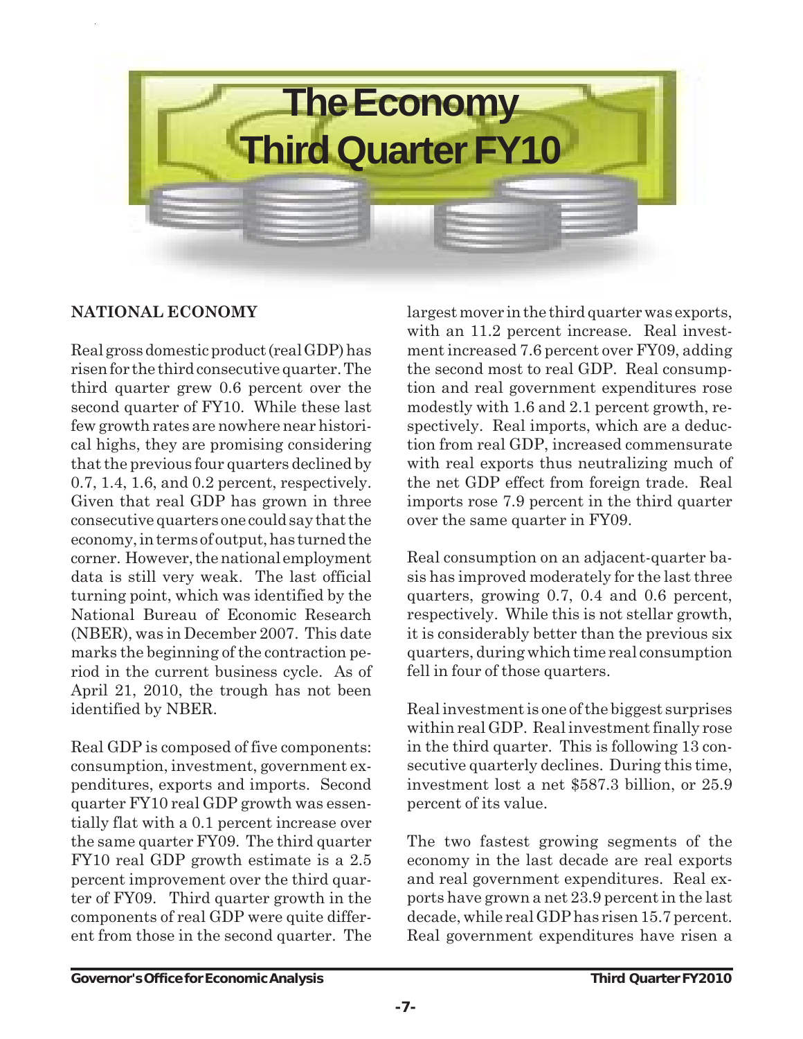# The Economy
# Third Quarter FY10

## NATIONAL ECONOMY

Real gross domestic product (real GDP) has risen for the third consecutive quarter. The third quarter grew 0.6 percent over the second quarter of FY10. While these last few growth rates are nowhere near historical highs, they are promising considering that the previous four quarters declined by 0.7, 1.4, 1.6, and 0.2 percent, respectively. Given that real GDP has grown in three consecutive quarters one could say that the economy, in terms of output, has turned the corner. However, the national employment data is still very weak. The last official turning point, which was identified by the National Bureau of Economic Research (NBER), was in December 2007. This date marks the beginning of the contraction period in the current business cycle. As of April 21, 2010, the trough has not been identified by NBER.

Real GDP is composed of five components: consumption, investment, government expenditures, exports and imports. Second quarter FY10 real GDP growth was essentially flat with a 0.1 percent increase over the same quarter FY09. The third quarter FY10 real GDP growth estimate is a 2.5 percent improvement over the third quarter of FY09. Third quarter growth in the components of real GDP were quite different from those in the second quarter. The largest mover in the third quarter was exports, with an 11.2 percent increase. Real investment increased 7.6 percent over FY09, adding the second most to real GDP. Real consumption and real government expenditures rose modestly with 1.6 and 2.1 percent growth, respectively. Real imports, which are a deduction from real GDP, increased commensurate with real exports thus neutralizing much of the net GDP effect from foreign trade. Real imports rose 7.9 percent in the third quarter over the same quarter in FY09.

Real consumption on an adjacent-quarter basis has improved moderately for the last three quarters, growing 0.7, 0.4 and 0.6 percent, respectively. While this is not stellar growth, it is considerably better than the previous six quarters, during which time real consumption fell in four of those quarters.

Real investment is one of the biggest surprises within real GDP. Real investment finally rose in the third quarter. This is following 13 consecutive quarterly declines. During this time, investment lost a net $587.3 billion, or 25.9 percent of its value.

The two fastest growing segments of the economy in the last decade are real exports and real government expenditures. Real exports have grown a net 23.9 percent in the last decade, while real GDP has risen 15.7 percent. Real government expenditures have risen a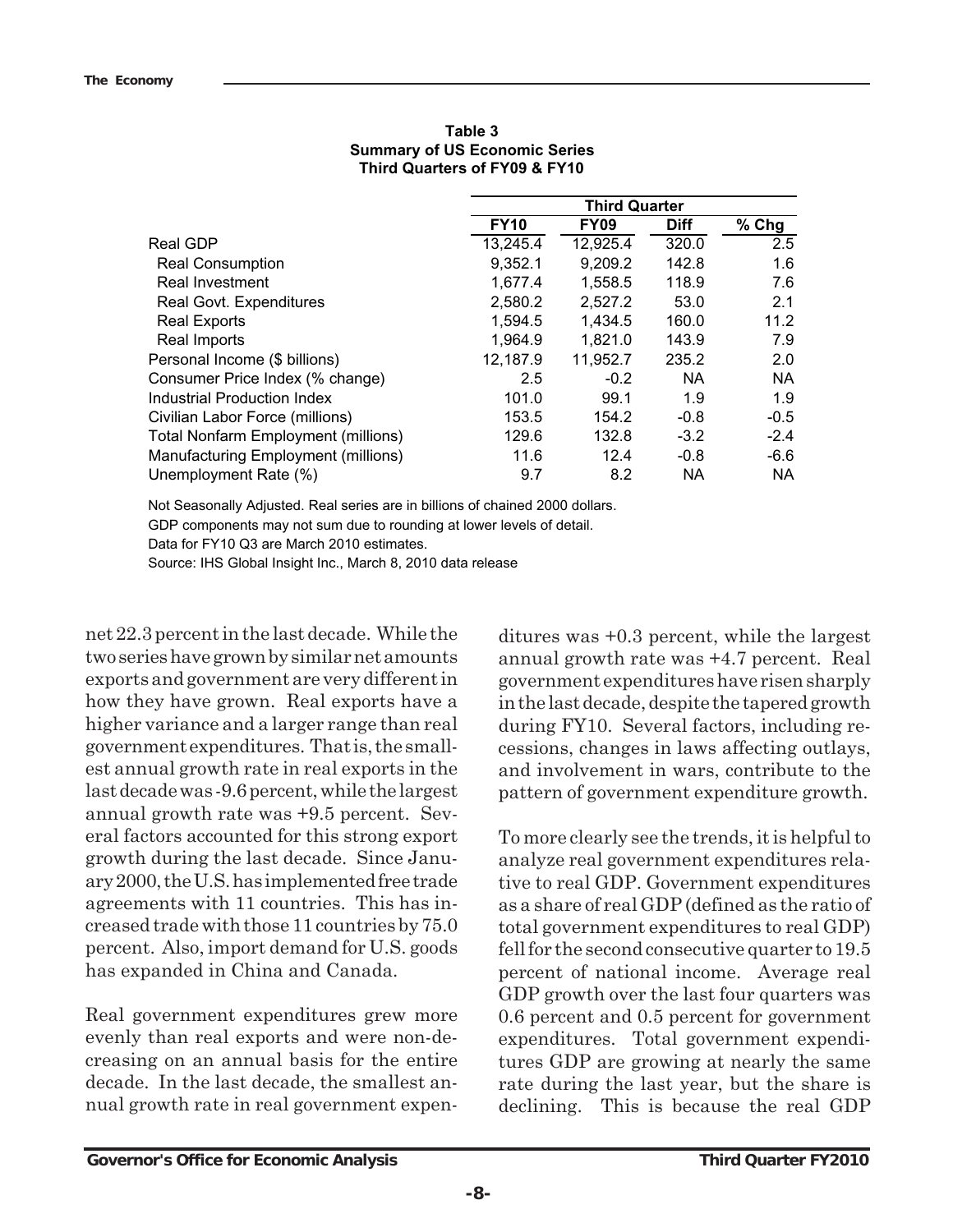**Table 3**
**Summary of US Economic Series**
**Third Quarters of FY09 & FY10**

| | Third Quarter | | | |
|---|---|---|---|---|
| | **FY10** | **FY09** | **Diff** | **% Chg** |
| Real GDP | 13,245.4 | 12,925.4 | 320.0 | 2.5 |
| Real Consumption | 9,352.1 | 9,209.2 | 142.8 | 1.6 |
| Real Investment | 1,677.4 | 1,558.5 | 118.9 | 7.6 |
| Real Govt. Expenditures | 2,580.2 | 2,527.2 | 53.0 | 2.1 |
| Real Exports | 1,594.5 | 1,434.5 | 160.0 | 11.2 |
| Real Imports | 1,964.9 | 1,821.0 | 143.9 | 7.9 |
| Personal Income ($ billions) | 12,187.9 | 11,952.7 | 235.2 | 2.0 |
| Consumer Price Index (% change) | 2.5 | -0.2 | NA | NA |
| Industrial Production Index | 101.0 | 99.1 | 1.9 | 1.9 |
| Civilian Labor Force (millions) | 153.5 | 154.2 | -0.8 | -0.5 |
| Total Nonfarm Employment (millions) | 129.6 | 132.8 | -3.2 | -2.4 |
| Manufacturing Employment (millions) | 11.6 | 12.4 | -0.8 | -6.6 |
| Unemployment Rate (%) | 9.7 | 8.2 | NA | NA |

Not Seasonally Adjusted. Real series are in billions of chained 2000 dollars.
GDP components may not sum due to rounding at lower levels of detail.
Data for FY10 Q3 are March 2010 estimates.
Source: IHS Global Insight Inc., March 8, 2010 data release

net 22.3 percent in the last decade. While the two series have grown by similar net amounts exports and government are very different in how they have grown. Real exports have a higher variance and a larger range than real government expenditures. That is, the smallest annual growth rate in real exports in the last decade was -9.6 percent, while the largest annual growth rate was +9.5 percent. Several factors accounted for this strong export growth during the last decade. Since January 2000, the U.S. has implemented free trade agreements with 11 countries. This has increased trade with those 11 countries by 75.0 percent. Also, import demand for U.S. goods has expanded in China and Canada.

Real government expenditures grew more evenly than real exports and were non-decreasing on an annual basis for the entire decade. In the last decade, the smallest annual growth rate in real government expenditures was +0.3 percent, while the largest annual growth rate was +4.7 percent. Real government expenditures have risen sharply in the last decade, despite the tapered growth during FY10. Several factors, including recessions, changes in laws affecting outlays, and involvement in wars, contribute to the pattern of government expenditure growth.

To more clearly see the trends, it is helpful to analyze real government expenditures relative to real GDP. Government expenditures as a share of real GDP (defined as the ratio of total government expenditures to real GDP) fell for the second consecutive quarter to 19.5 percent of national income. Average real GDP growth over the last four quarters was 0.6 percent and 0.5 percent for government expenditures. Total government expenditures GDP are growing at nearly the same rate during the last year, but the share is declining. This is because the real GDP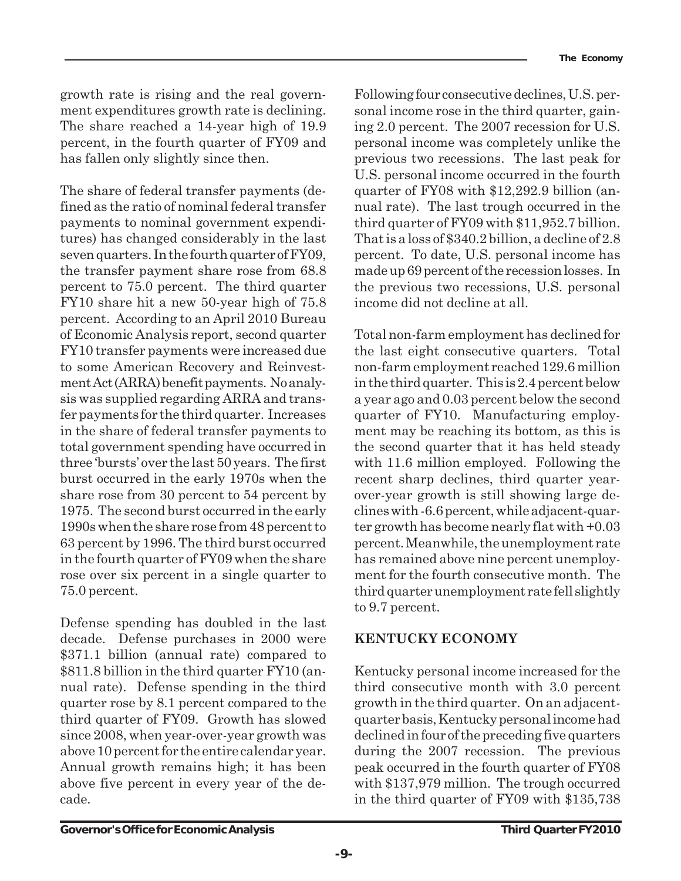growth rate is rising and the real government expenditures growth rate is declining. The share reached a 14-year high of 19.9 percent, in the fourth quarter of FY09 and has fallen only slightly since then.

The share of federal transfer payments (defined as the ratio of nominal federal transfer payments to nominal government expenditures) has changed considerably in the last seven quarters. In the fourth quarter of FY09, the transfer payment share rose from 68.8 percent to 75.0 percent. The third quarter FY10 share hit a new 50-year high of 75.8 percent. According to an April 2010 Bureau of Economic Analysis report, second quarter FY10 transfer payments were increased due to some American Recovery and Reinvestment Act (ARRA) benefit payments. No analysis was supplied regarding ARRA and transfer payments for the third quarter. Increases in the share of federal transfer payments to total government spending have occurred in three 'bursts' over the last 50 years. The first burst occurred in the early 1970s when the share rose from 30 percent to 54 percent by 1975. The second burst occurred in the early 1990s when the share rose from 48 percent to 63 percent by 1996. The third burst occurred in the fourth quarter of FY09 when the share rose over six percent in a single quarter to 75.0 percent.

Defense spending has doubled in the last decade. Defense purchases in 2000 were $371.1 billion (annual rate) compared to $811.8 billion in the third quarter FY10 (annual rate). Defense spending in the third quarter rose by 8.1 percent compared to the third quarter of FY09. Growth has slowed since 2008, when year-over-year growth was above 10 percent for the entire calendar year. Annual growth remains high; it has been above five percent in every year of the decade.

Following four consecutive declines, U.S. personal income rose in the third quarter, gaining 2.0 percent. The 2007 recession for U.S. personal income was completely unlike the previous two recessions. The last peak for U.S. personal income occurred in the fourth quarter of FY08 with $12,292.9 billion (annual rate). The last trough occurred in the third quarter of FY09 with $11,952.7 billion. That is a loss of $340.2 billion, a decline of 2.8 percent. To date, U.S. personal income has made up 69 percent of the recession losses. In the previous two recessions, U.S. personal income did not decline at all.

Total non-farm employment has declined for the last eight consecutive quarters. Total non-farm employment reached 129.6 million in the third quarter. This is 2.4 percent below a year ago and 0.03 percent below the second quarter of FY10. Manufacturing employment may be reaching its bottom, as this is the second quarter that it has held steady with 11.6 million employed. Following the recent sharp declines, third quarter year-over-year growth is still showing large declines with -6.6 percent, while adjacent-quarter growth has become nearly flat with +0.03 percent. Meanwhile, the unemployment rate has remained above nine percent unemployment for the fourth consecutive month. The third quarter unemployment rate fell slightly to 9.7 percent.

## KENTUCKY ECONOMY

Kentucky personal income increased for the third consecutive month with 3.0 percent growth in the third quarter. On an adjacent-quarter basis, Kentucky personal income had declined in four of the preceding five quarters during the 2007 recession. The previous peak occurred in the fourth quarter of FY08 with $137,979 million. The trough occurred in the third quarter of FY09 with $135,738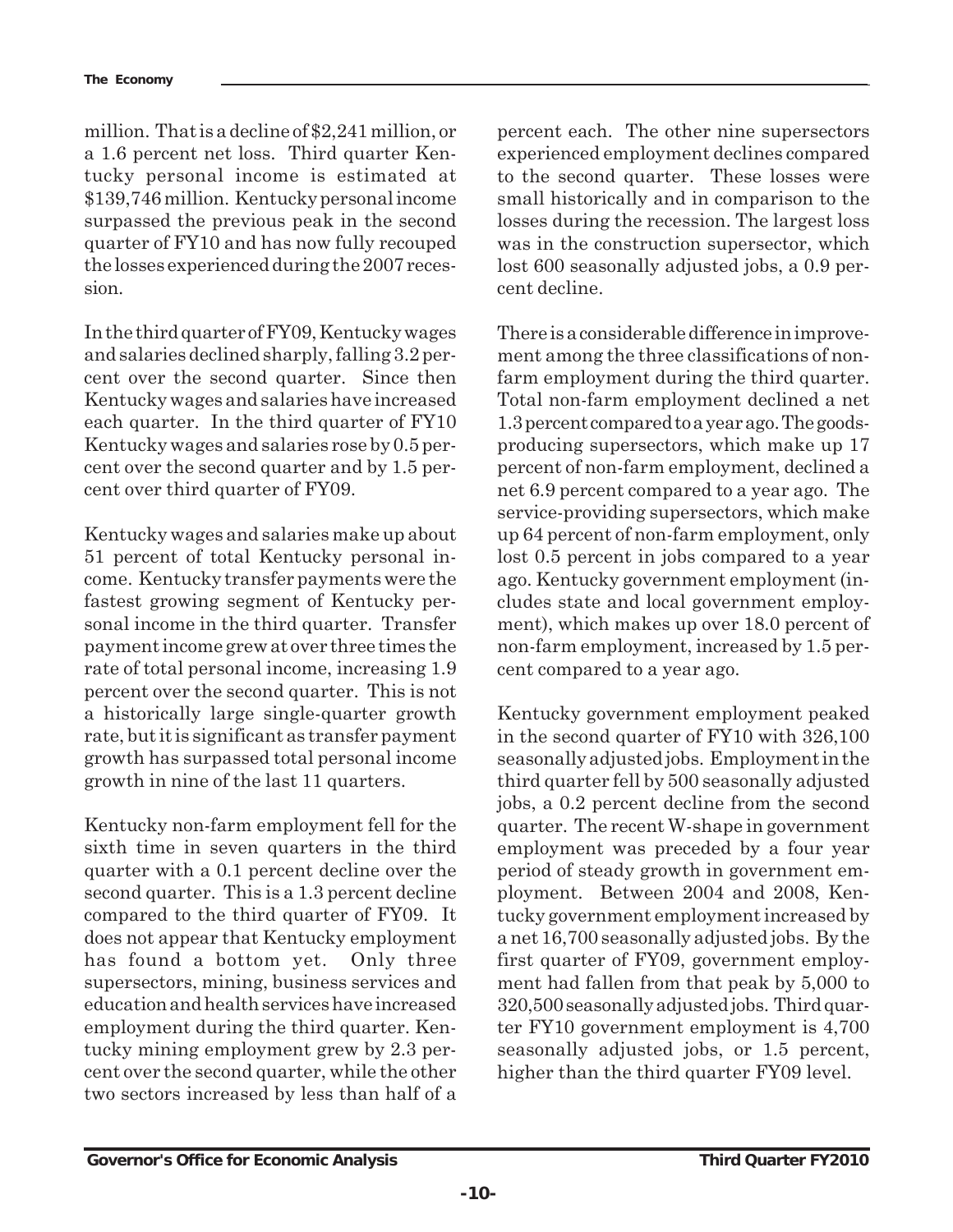million. That is a decline of $2,241 million, or a 1.6 percent net loss. Third quarter Kentucky personal income is estimated at $139,746 million. Kentucky personal income surpassed the previous peak in the second quarter of FY10 and has now fully recouped the losses experienced during the 2007 recession.

In the third quarter of FY09, Kentucky wages and salaries declined sharply, falling 3.2 percent over the second quarter. Since then Kentucky wages and salaries have increased each quarter. In the third quarter of FY10 Kentucky wages and salaries rose by 0.5 percent over the second quarter and by 1.5 percent over third quarter of FY09.

Kentucky wages and salaries make up about 51 percent of total Kentucky personal income. Kentucky transfer payments were the fastest growing segment of Kentucky personal income in the third quarter. Transfer payment income grew at over three times the rate of total personal income, increasing 1.9 percent over the second quarter. This is not a historically large single-quarter growth rate, but it is significant as transfer payment growth has surpassed total personal income growth in nine of the last 11 quarters.

Kentucky non-farm employment fell for the sixth time in seven quarters in the third quarter with a 0.1 percent decline over the second quarter. This is a 1.3 percent decline compared to the third quarter of FY09. It does not appear that Kentucky employment has found a bottom yet. Only three supersectors, mining, business services and education and health services have increased employment during the third quarter. Kentucky mining employment grew by 2.3 percent over the second quarter, while the other two sectors increased by less than half of a percent each. The other nine supersectors experienced employment declines compared to the second quarter. These losses were small historically and in comparison to the losses during the recession. The largest loss was in the construction supersector, which lost 600 seasonally adjusted jobs, a 0.9 percent decline.

There is a considerable difference in improvement among the three classifications of non-farm employment during the third quarter. Total non-farm employment declined a net 1.3 percent compared to a year ago. The goods-producing supersectors, which make up 17 percent of non-farm employment, declined a net 6.9 percent compared to a year ago. The service-providing supersectors, which make up 64 percent of non-farm employment, only lost 0.5 percent in jobs compared to a year ago. Kentucky government employment (includes state and local government employment), which makes up over 18.0 percent of non-farm employment, increased by 1.5 percent compared to a year ago.

Kentucky government employment peaked in the second quarter of FY10 with 326,100 seasonally adjusted jobs. Employment in the third quarter fell by 500 seasonally adjusted jobs, a 0.2 percent decline from the second quarter. The recent W-shape in government employment was preceded by a four year period of steady growth in government employment. Between 2004 and 2008, Kentucky government employment increased by a net 16,700 seasonally adjusted jobs. By the first quarter of FY09, government employment had fallen from that peak by 5,000 to 320,500 seasonally adjusted jobs. Third quarter FY10 government employment is 4,700 seasonally adjusted jobs, or 1.5 percent, higher than the third quarter FY09 level.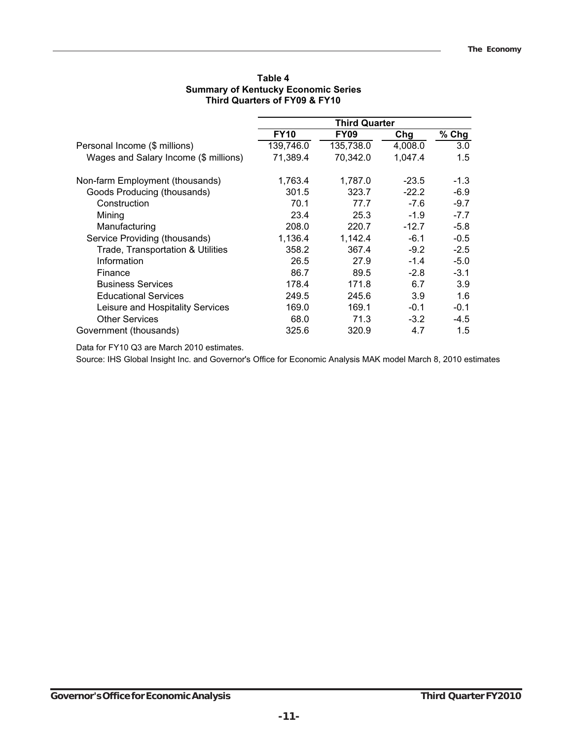**Table 4**
**Summary of Kentucky Economic Series**
**Third Quarters of FY09 & FY10**

| | Third Quarter | | | |
|---|---|---|---|---|
| | **FY10** | **FY09** | **Chg** | **% Chg** |
| Personal Income ($ millions) | 139,746.0 | 135,738.0 | 4,008.0 | 3.0 |
| Wages and Salary Income ($ millions) | 71,389.4 | 70,342.0 | 1,047.4 | 1.5 |
| | | | | |
| Non-farm Employment (thousands) | 1,763.4 | 1,787.0 | -23.5 | -1.3 |
| Goods Producing (thousands) | 301.5 | 323.7 | -22.2 | -6.9 |
| Construction | 70.1 | 77.7 | -7.6 | -9.7 |
| Mining | 23.4 | 25.3 | -1.9 | -7.7 |
| Manufacturing | 208.0 | 220.7 | -12.7 | -5.8 |
| Service Providing (thousands) | 1,136.4 | 1,142.4 | -6.1 | -0.5 |
| Trade, Transportation & Utilities | 358.2 | 367.4 | -9.2 | -2.5 |
| Information | 26.5 | 27.9 | -1.4 | -5.0 |
| Finance | 86.7 | 89.5 | -2.8 | -3.1 |
| Business Services | 178.4 | 171.8 | 6.7 | 3.9 |
| Educational Services | 249.5 | 245.6 | 3.9 | 1.6 |
| Leisure and Hospitality Services | 169.0 | 169.1 | -0.1 | -0.1 |
| Other Services | 68.0 | 71.3 | -3.2 | -4.5 |
| Government (thousands) | 325.6 | 320.9 | 4.7 | 1.5 |

Data for FY10 Q3 are March 2010 estimates.

Source: IHS Global Insight Inc. and Governor's Office for Economic Analysis MAK model March 8, 2010 estimates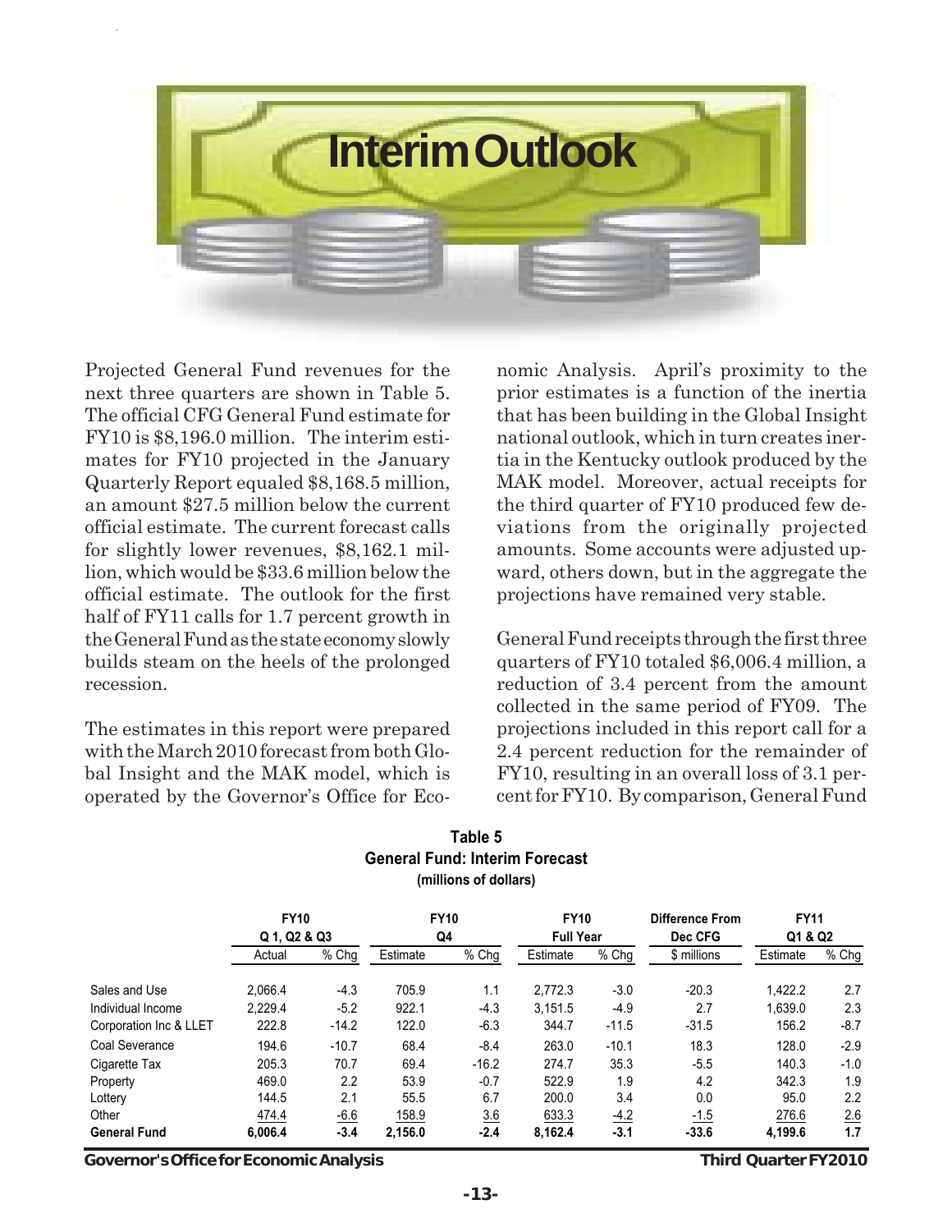# Interim Outlook

Projected General Fund revenues for the next three quarters are shown in Table 5. The official CFG General Fund estimate for FY10 is $8,196.0 million. The interim estimates for FY10 projected in the January Quarterly Report equaled $8,168.5 million, an amount $27.5 million below the current official estimate. The current forecast calls for slightly lower revenues, $8,162.1 million, which would be $33.6 million below the official estimate. The outlook for the first half of FY11 calls for 1.7 percent growth in the General Fund as the state economy slowly builds steam on the heels of the prolonged recession.

The estimates in this report were prepared with the March 2010 forecast from both Global Insight and the MAK model, which is operated by the Governor's Office for Economic Analysis. April's proximity to the prior estimates is a function of the inertia that has been building in the Global Insight national outlook, which in turn creates inertia in the Kentucky outlook produced by the MAK model. Moreover, actual receipts for the third quarter of FY10 produced few deviations from the originally projected amounts. Some accounts were adjusted upward, others down, but in the aggregate the projections have remained very stable.

General Fund receipts through the first three quarters of FY10 totaled $6,006.4 million, a reduction of 3.4 percent from the amount collected in the same period of FY09. The projections included in this report call for a 2.4 percent reduction for the remainder of FY10, resulting in an overall loss of 3.1 percent for FY10. By comparison, General Fund

**Table 5**
**General Fund: Interim Forecast**
**(millions of dollars)**

| | FY10 Q 1, Q2 & Q3 | | FY10 Q4 | | FY10 Full Year | | Difference From Dec CFG | FY11 Q1 & Q2 | |
|---|---|---|---|---|---|---|---|---|---|
| | Actual | % Chg | Estimate | % Chg | Estimate | % Chg | $ millions | Estimate | % Chg |
| Sales and Use | 2,066.4 | -4.3 | 705.9 | 1.1 | 2,772.3 | -3.0 | -20.3 | 1,422.2 | 2.7 |
| Individual Income | 2,229.4 | -5.2 | 922.1 | -4.3 | 3,151.5 | -4.9 | 2.7 | 1,639.0 | 2.3 |
| Corporation Inc & LLET | 222.8 | -14.2 | 122.0 | -6.3 | 344.7 | -11.5 | -31.5 | 156.2 | -8.7 |
| Coal Severance | 194.6 | -10.7 | 68.4 | -8.4 | 263.0 | -10.1 | 18.3 | 128.0 | -2.9 |
| Cigarette Tax | 205.3 | 70.7 | 69.4 | -16.2 | 274.7 | 35.3 | -5.5 | 140.3 | -1.0 |
| Property | 469.0 | 2.2 | 53.9 | -0.7 | 522.9 | 1.9 | 4.2 | 342.3 | 1.9 |
| Lottery | 144.5 | 2.1 | 55.5 | 6.7 | 200.0 | 3.4 | 0.0 | 95.0 | 2.2 |
| Other | 474.4 | -6.6 | 158.9 | 3.6 | 633.3 | -4.2 | -1.5 | 276.6 | 2.6 |
| **General Fund** | **6,006.4** | **-3.4** | **2,156.0** | **-2.4** | **8,162.4** | **-3.1** | **-33.6** | **4,199.6** | **1.7** |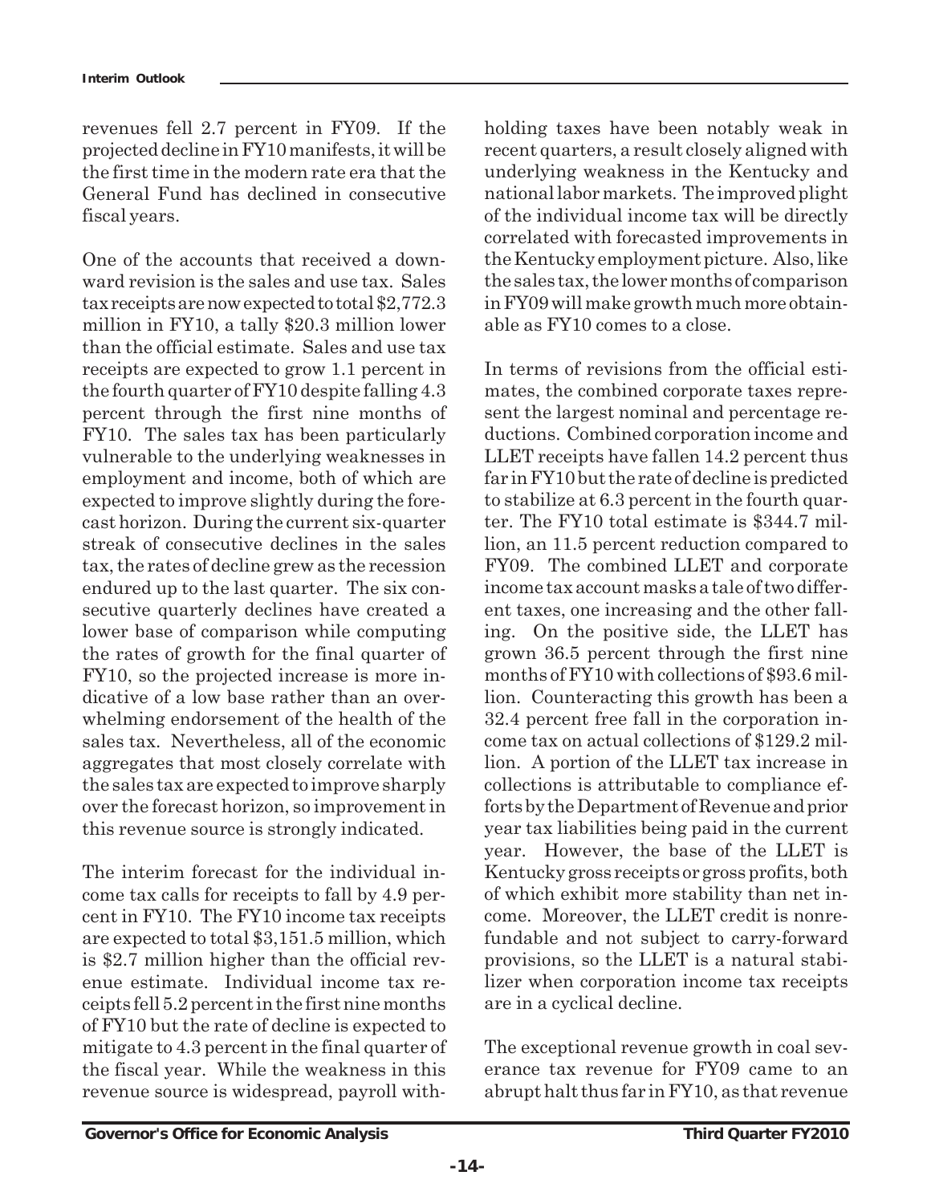revenues fell 2.7 percent in FY09. If the projected decline in FY10 manifests, it will be the first time in the modern rate era that the General Fund has declined in consecutive fiscal years.

One of the accounts that received a downward revision is the sales and use tax. Sales tax receipts are now expected to total $2,772.3 million in FY10, a tally $20.3 million lower than the official estimate. Sales and use tax receipts are expected to grow 1.1 percent in the fourth quarter of FY10 despite falling 4.3 percent through the first nine months of FY10. The sales tax has been particularly vulnerable to the underlying weaknesses in employment and income, both of which are expected to improve slightly during the forecast horizon. During the current six-quarter streak of consecutive declines in the sales tax, the rates of decline grew as the recession endured up to the last quarter. The six consecutive quarterly declines have created a lower base of comparison while computing the rates of growth for the final quarter of FY10, so the projected increase is more indicative of a low base rather than an overwhelming endorsement of the health of the sales tax. Nevertheless, all of the economic aggregates that most closely correlate with the sales tax are expected to improve sharply over the forecast horizon, so improvement in this revenue source is strongly indicated.

The interim forecast for the individual income tax calls for receipts to fall by 4.9 percent in FY10. The FY10 income tax receipts are expected to total $3,151.5 million, which is $2.7 million higher than the official revenue estimate. Individual income tax receipts fell 5.2 percent in the first nine months of FY10 but the rate of decline is expected to mitigate to 4.3 percent in the final quarter of the fiscal year. While the weakness in this revenue source is widespread, payroll withholding taxes have been notably weak in recent quarters, a result closely aligned with underlying weakness in the Kentucky and national labor markets. The improved plight of the individual income tax will be directly correlated with forecasted improvements in the Kentucky employment picture. Also, like the sales tax, the lower months of comparison in FY09 will make growth much more obtainable as FY10 comes to a close.

In terms of revisions from the official estimates, the combined corporate taxes represent the largest nominal and percentage reductions. Combined corporation income and LLET receipts have fallen 14.2 percent thus far in FY10 but the rate of decline is predicted to stabilize at 6.3 percent in the fourth quarter. The FY10 total estimate is $344.7 million, an 11.5 percent reduction compared to FY09. The combined LLET and corporate income tax account masks a tale of two different taxes, one increasing and the other falling. On the positive side, the LLET has grown 36.5 percent through the first nine months of FY10 with collections of $93.6 million. Counteracting this growth has been a 32.4 percent free fall in the corporation income tax on actual collections of $129.2 million. A portion of the LLET tax increase in collections is attributable to compliance efforts by the Department of Revenue and prior year tax liabilities being paid in the current year. However, the base of the LLET is Kentucky gross receipts or gross profits, both of which exhibit more stability than net income. Moreover, the LLET credit is nonrefundable and not subject to carry-forward provisions, so the LLET is a natural stabilizer when corporation income tax receipts are in a cyclical decline.

The exceptional revenue growth in coal severance tax revenue for FY09 came to an abrupt halt thus far in FY10, as that revenue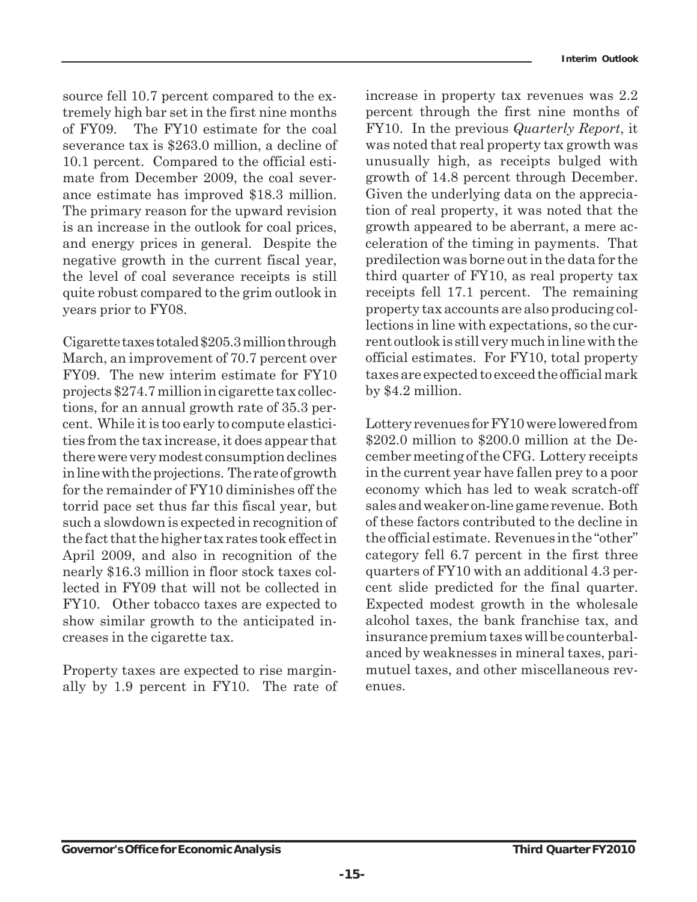source fell 10.7 percent compared to the extremely high bar set in the first nine months of FY09. The FY10 estimate for the coal severance tax is $263.0 million, a decline of 10.1 percent. Compared to the official estimate from December 2009, the coal severance estimate has improved $18.3 million. The primary reason for the upward revision is an increase in the outlook for coal prices, and energy prices in general. Despite the negative growth in the current fiscal year, the level of coal severance receipts is still quite robust compared to the grim outlook in years prior to FY08.

Cigarette taxes totaled $205.3 million through March, an improvement of 70.7 percent over FY09. The new interim estimate for FY10 projects $274.7 million in cigarette tax collections, for an annual growth rate of 35.3 percent. While it is too early to compute elasticities from the tax increase, it does appear that there were very modest consumption declines in line with the projections. The rate of growth for the remainder of FY10 diminishes off the torrid pace set thus far this fiscal year, but such a slowdown is expected in recognition of the fact that the higher tax rates took effect in April 2009, and also in recognition of the nearly $16.3 million in floor stock taxes collected in FY09 that will not be collected in FY10. Other tobacco taxes are expected to show similar growth to the anticipated increases in the cigarette tax.

Property taxes are expected to rise marginally by 1.9 percent in FY10. The rate of increase in property tax revenues was 2.2 percent through the first nine months of FY10. In the previous *Quarterly Report*, it was noted that real property tax growth was unusually high, as receipts bulged with growth of 14.8 percent through December. Given the underlying data on the appreciation of real property, it was noted that the growth appeared to be aberrant, a mere acceleration of the timing in payments. That predilection was borne out in the data for the third quarter of FY10, as real property tax receipts fell 17.1 percent. The remaining property tax accounts are also producing collections in line with expectations, so the current outlook is still very much in line with the official estimates. For FY10, total property taxes are expected to exceed the official mark by $4.2 million.

Lottery revenues for FY10 were lowered from $202.0 million to $200.0 million at the December meeting of the CFG. Lottery receipts in the current year have fallen prey to a poor economy which has led to weak scratch-off sales and weaker on-line game revenue. Both of these factors contributed to the decline in the official estimate. Revenues in the "other" category fell 6.7 percent in the first three quarters of FY10 with an additional 4.3 percent slide predicted for the final quarter. Expected modest growth in the wholesale alcohol taxes, the bank franchise tax, and insurance premium taxes will be counterbalanced by weaknesses in mineral taxes, parimutuel taxes, and other miscellaneous revenues.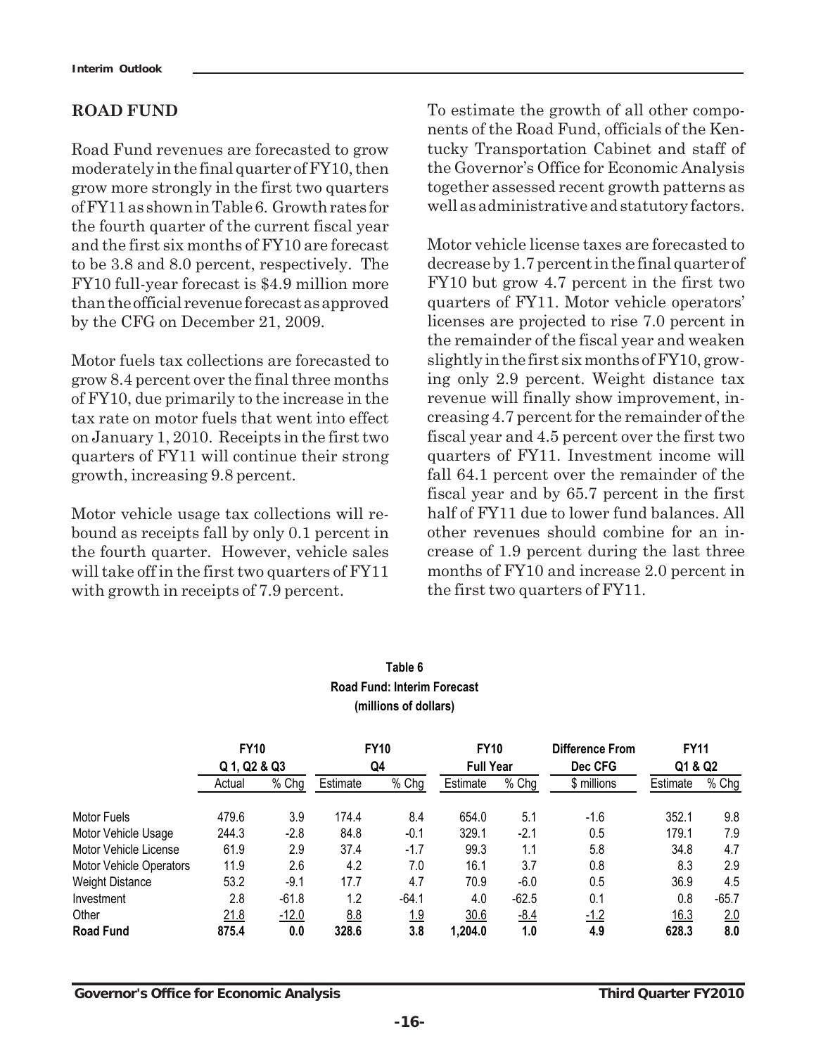## ROAD FUND

Road Fund revenues are forecasted to grow moderately in the final quarter of FY10, then grow more strongly in the first two quarters of FY11 as shown in Table 6. Growth rates for the fourth quarter of the current fiscal year and the first six months of FY10 are forecast to be 3.8 and 8.0 percent, respectively. The FY10 full-year forecast is $4.9 million more than the official revenue forecast as approved by the CFG on December 21, 2009.

Motor fuels tax collections are forecasted to grow 8.4 percent over the final three months of FY10, due primarily to the increase in the tax rate on motor fuels that went into effect on January 1, 2010. Receipts in the first two quarters of FY11 will continue their strong growth, increasing 9.8 percent.

Motor vehicle usage tax collections will rebound as receipts fall by only 0.1 percent in the fourth quarter. However, vehicle sales will take off in the first two quarters of FY11 with growth in receipts of 7.9 percent.

To estimate the growth of all other components of the Road Fund, officials of the Kentucky Transportation Cabinet and staff of the Governor's Office for Economic Analysis together assessed recent growth patterns as well as administrative and statutory factors.

Motor vehicle license taxes are forecasted to decrease by 1.7 percent in the final quarter of FY10 but grow 4.7 percent in the first two quarters of FY11. Motor vehicle operators' licenses are projected to rise 7.0 percent in the remainder of the fiscal year and weaken slightly in the first six months of FY10, growing only 2.9 percent. Weight distance tax revenue will finally show improvement, increasing 4.7 percent for the remainder of the fiscal year and 4.5 percent over the first two quarters of FY11. Investment income will fall 64.1 percent over the remainder of the fiscal year and by 65.7 percent in the first half of FY11 due to lower fund balances. All other revenues should combine for an increase of 1.9 percent during the last three months of FY10 and increase 2.0 percent in the first two quarters of FY11.

**Table 6**
**Road Fund: Interim Forecast**
**(millions of dollars)**

| | FY10 Q 1, Q2 & Q3 | | FY10 Q4 | | FY10 Full Year | | Difference From Dec CFG | FY11 Q1 & Q2 | |
|---|---|---|---|---|---|---|---|---|---|
| | Actual | % Chg | Estimate | % Chg | Estimate | % Chg | $ millions | Estimate | % Chg |
| Motor Fuels | 479.6 | 3.9 | 174.4 | 8.4 | 654.0 | 5.1 | -1.6 | 352.1 | 9.8 |
| Motor Vehicle Usage | 244.3 | -2.8 | 84.8 | -0.1 | 329.1 | -2.1 | 0.5 | 179.1 | 7.9 |
| Motor Vehicle License | 61.9 | 2.9 | 37.4 | -1.7 | 99.3 | 1.1 | 5.8 | 34.8 | 4.7 |
| Motor Vehicle Operators | 11.9 | 2.6 | 4.2 | 7.0 | 16.1 | 3.7 | 0.8 | 8.3 | 2.9 |
| Weight Distance | 53.2 | -9.1 | 17.7 | 4.7 | 70.9 | -6.0 | 0.5 | 36.9 | 4.5 |
| Investment | 2.8 | -61.8 | 1.2 | -64.1 | 4.0 | -62.5 | 0.1 | 0.8 | -65.7 |
| Other | 21.8 | -12.0 | 8.8 | 1.9 | 30.6 | -8.4 | -1.2 | 16.3 | 2.0 |
| **Road Fund** | **875.4** | **0.0** | **328.6** | **3.8** | **1,204.0** | **1.0** | **4.9** | **628.3** | **8.0** |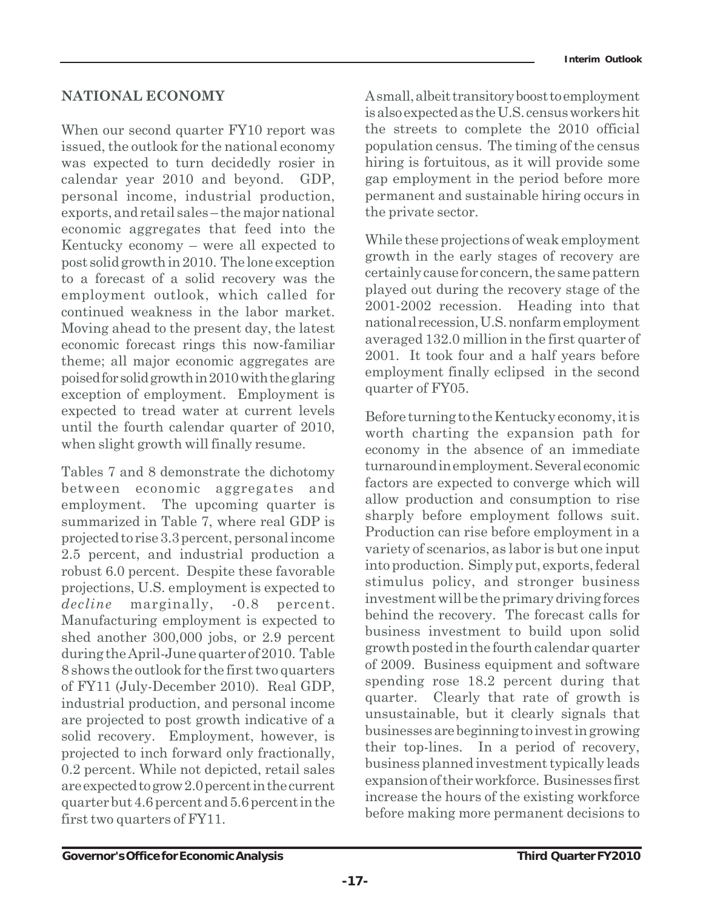## NATIONAL ECONOMY

When our second quarter FY10 report was issued, the outlook for the national economy was expected to turn decidedly rosier in calendar year 2010 and beyond. GDP, personal income, industrial production, exports, and retail sales – the major national economic aggregates that feed into the Kentucky economy – were all expected to post solid growth in 2010. The lone exception to a forecast of a solid recovery was the employment outlook, which called for continued weakness in the labor market. Moving ahead to the present day, the latest economic forecast rings this now-familiar theme; all major economic aggregates are poised for solid growth in 2010 with the glaring exception of employment. Employment is expected to tread water at current levels until the fourth calendar quarter of 2010, when slight growth will finally resume.

Tables 7 and 8 demonstrate the dichotomy between economic aggregates and employment. The upcoming quarter is summarized in Table 7, where real GDP is projected to rise 3.3 percent, personal income 2.5 percent, and industrial production a robust 6.0 percent. Despite these favorable projections, U.S. employment is expected to *decline* marginally, -0.8 percent. Manufacturing employment is expected to shed another 300,000 jobs, or 2.9 percent during the April-June quarter of 2010. Table 8 shows the outlook for the first two quarters of FY11 (July-December 2010). Real GDP, industrial production, and personal income are projected to post growth indicative of a solid recovery. Employment, however, is projected to inch forward only fractionally, 0.2 percent. While not depicted, retail sales are expected to grow 2.0 percent in the current quarter but 4.6 percent and 5.6 percent in the first two quarters of FY11.

A small, albeit transitory boost to employment is also expected as the U.S. census workers hit the streets to complete the 2010 official population census. The timing of the census hiring is fortuitous, as it will provide some gap employment in the period before more permanent and sustainable hiring occurs in the private sector.

While these projections of weak employment growth in the early stages of recovery are certainly cause for concern, the same pattern played out during the recovery stage of the 2001-2002 recession. Heading into that national recession, U.S. nonfarm employment averaged 132.0 million in the first quarter of 2001. It took four and a half years before employment finally eclipsed in the second quarter of FY05.

Before turning to the Kentucky economy, it is worth charting the expansion path for economy in the absence of an immediate turnaround in employment. Several economic factors are expected to converge which will allow production and consumption to rise sharply before employment follows suit. Production can rise before employment in a variety of scenarios, as labor is but one input into production. Simply put, exports, federal stimulus policy, and stronger business investment will be the primary driving forces behind the recovery. The forecast calls for business investment to build upon solid growth posted in the fourth calendar quarter of 2009. Business equipment and software spending rose 18.2 percent during that quarter. Clearly that rate of growth is unsustainable, but it clearly signals that businesses are beginning to invest in growing their top-lines. In a period of recovery, business planned investment typically leads expansion of their workforce. Businesses first increase the hours of the existing workforce before making more permanent decisions to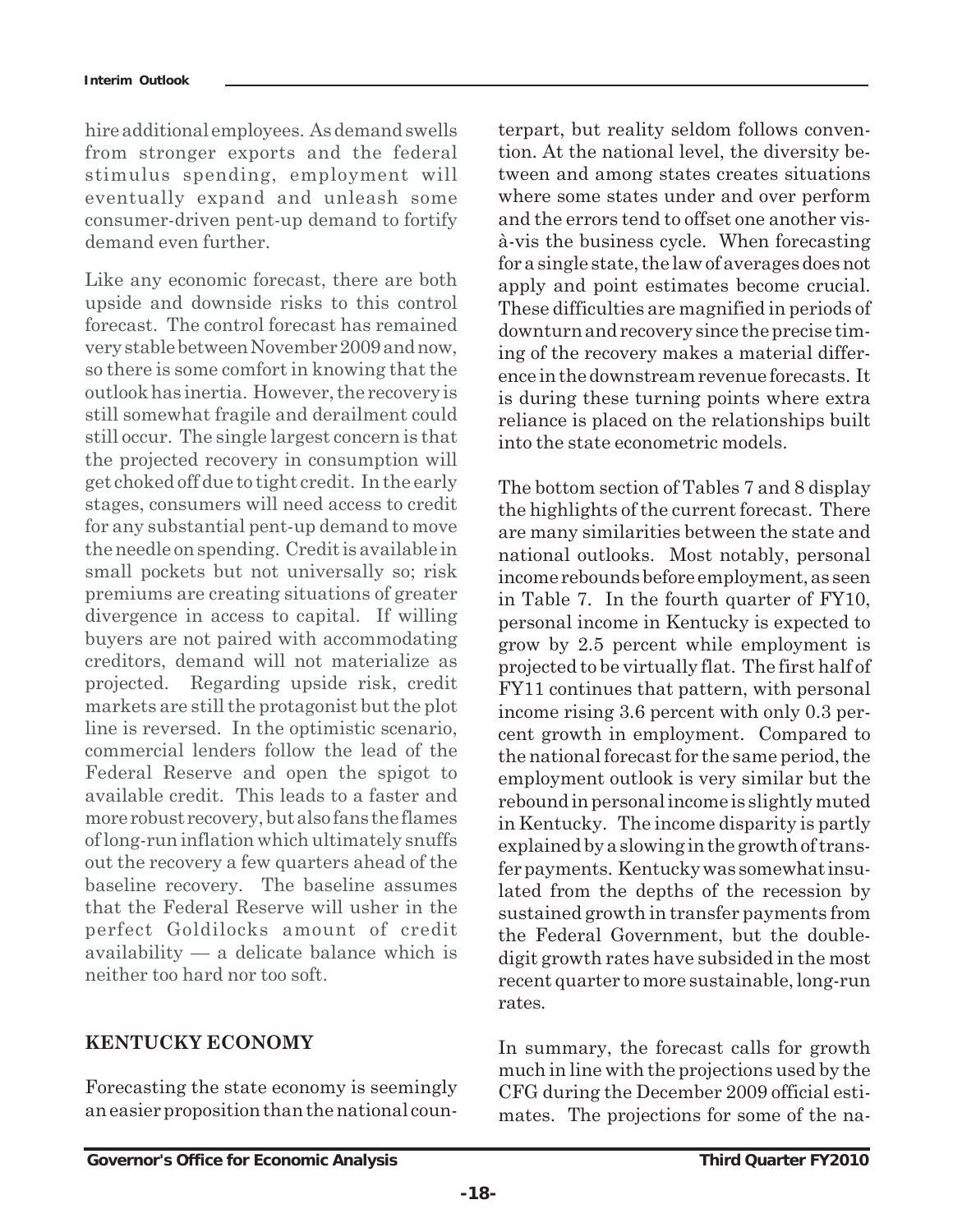hire additional employees. As demand swells from stronger exports and the federal stimulus spending, employment will eventually expand and unleash some consumer-driven pent-up demand to fortify demand even further.

Like any economic forecast, there are both upside and downside risks to this control forecast. The control forecast has remained very stable between November 2009 and now, so there is some comfort in knowing that the outlook has inertia. However, the recovery is still somewhat fragile and derailment could still occur. The single largest concern is that the projected recovery in consumption will get choked off due to tight credit. In the early stages, consumers will need access to credit for any substantial pent-up demand to move the needle on spending. Credit is available in small pockets but not universally so; risk premiums are creating situations of greater divergence in access to capital. If willing buyers are not paired with accommodating creditors, demand will not materialize as projected. Regarding upside risk, credit markets are still the protagonist but the plot line is reversed. In the optimistic scenario, commercial lenders follow the lead of the Federal Reserve and open the spigot to available credit. This leads to a faster and more robust recovery, but also fans the flames of long-run inflation which ultimately snuffs out the recovery a few quarters ahead of the baseline recovery. The baseline assumes that the Federal Reserve will usher in the perfect Goldilocks amount of credit availability — a delicate balance which is neither too hard nor too soft.

## KENTUCKY ECONOMY

Forecasting the state economy is seemingly an easier proposition than the national counterpart, but reality seldom follows convention. At the national level, the diversity between and among states creates situations where some states under and over perform and the errors tend to offset one another vis-à-vis the business cycle. When forecasting for a single state, the law of averages does not apply and point estimates become crucial. These difficulties are magnified in periods of downturn and recovery since the precise timing of the recovery makes a material difference in the downstream revenue forecasts. It is during these turning points where extra reliance is placed on the relationships built into the state econometric models.

The bottom section of Tables 7 and 8 display the highlights of the current forecast. There are many similarities between the state and national outlooks. Most notably, personal income rebounds before employment, as seen in Table 7. In the fourth quarter of FY10, personal income in Kentucky is expected to grow by 2.5 percent while employment is projected to be virtually flat. The first half of FY11 continues that pattern, with personal income rising 3.6 percent with only 0.3 percent growth in employment. Compared to the national forecast for the same period, the employment outlook is very similar but the rebound in personal income is slightly muted in Kentucky. The income disparity is partly explained by a slowing in the growth of transfer payments. Kentucky was somewhat insulated from the depths of the recession by sustained growth in transfer payments from the Federal Government, but the double-digit growth rates have subsided in the most recent quarter to more sustainable, long-run rates.

In summary, the forecast calls for growth much in line with the projections used by the CFG during the December 2009 official estimates. The projections for some of the na-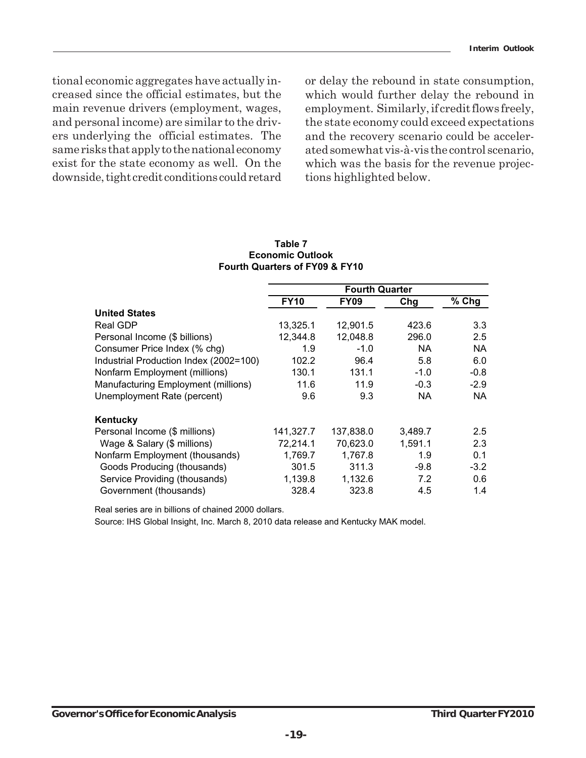tional economic aggregates have actually increased since the official estimates, but the main revenue drivers (employment, wages, and personal income) are similar to the drivers underlying the official estimates. The same risks that apply to the national economy exist for the state economy as well. On the downside, tight credit conditions could retard or delay the rebound in state consumption, which would further delay the rebound in employment. Similarly, if credit flows freely, the state economy could exceed expectations and the recovery scenario could be accelerated somewhat vis-à-vis the control scenario, which was the basis for the revenue projections highlighted below.

**Table 7**
**Economic Outlook**
**Fourth Quarters of FY09 & FY10**

| | Fourth Quarter | | | |
|---|---|---|---|---|
| | **FY10** | **FY09** | **Chg** | **% Chg** |
| **United States** | | | | |
| Real GDP | 13,325.1 | 12,901.5 | 423.6 | 3.3 |
| Personal Income ($ billions) | 12,344.8 | 12,048.8 | 296.0 | 2.5 |
| Consumer Price Index (% chg) | 1.9 | -1.0 | NA | NA |
| Industrial Production Index (2002=100) | 102.2 | 96.4 | 5.8 | 6.0 |
| Nonfarm Employment (millions) | 130.1 | 131.1 | -1.0 | -0.8 |
| Manufacturing Employment (millions) | 11.6 | 11.9 | -0.3 | -2.9 |
| Unemployment Rate (percent) | 9.6 | 9.3 | NA | NA |
| **Kentucky** | | | | |
| Personal Income ($ millions) | 141,327.7 | 137,838.0 | 3,489.7 | 2.5 |
| Wage & Salary ($ millions) | 72,214.1 | 70,623.0 | 1,591.1 | 2.3 |
| Nonfarm Employment (thousands) | 1,769.7 | 1,767.8 | 1.9 | 0.1 |
| Goods Producing (thousands) | 301.5 | 311.3 | -9.8 | -3.2 |
| Service Providing (thousands) | 1,139.8 | 1,132.6 | 7.2 | 0.6 |
| Government (thousands) | 328.4 | 323.8 | 4.5 | 1.4 |

Real series are in billions of chained 2000 dollars.

Source: IHS Global Insight, Inc. March 8, 2010 data release and Kentucky MAK model.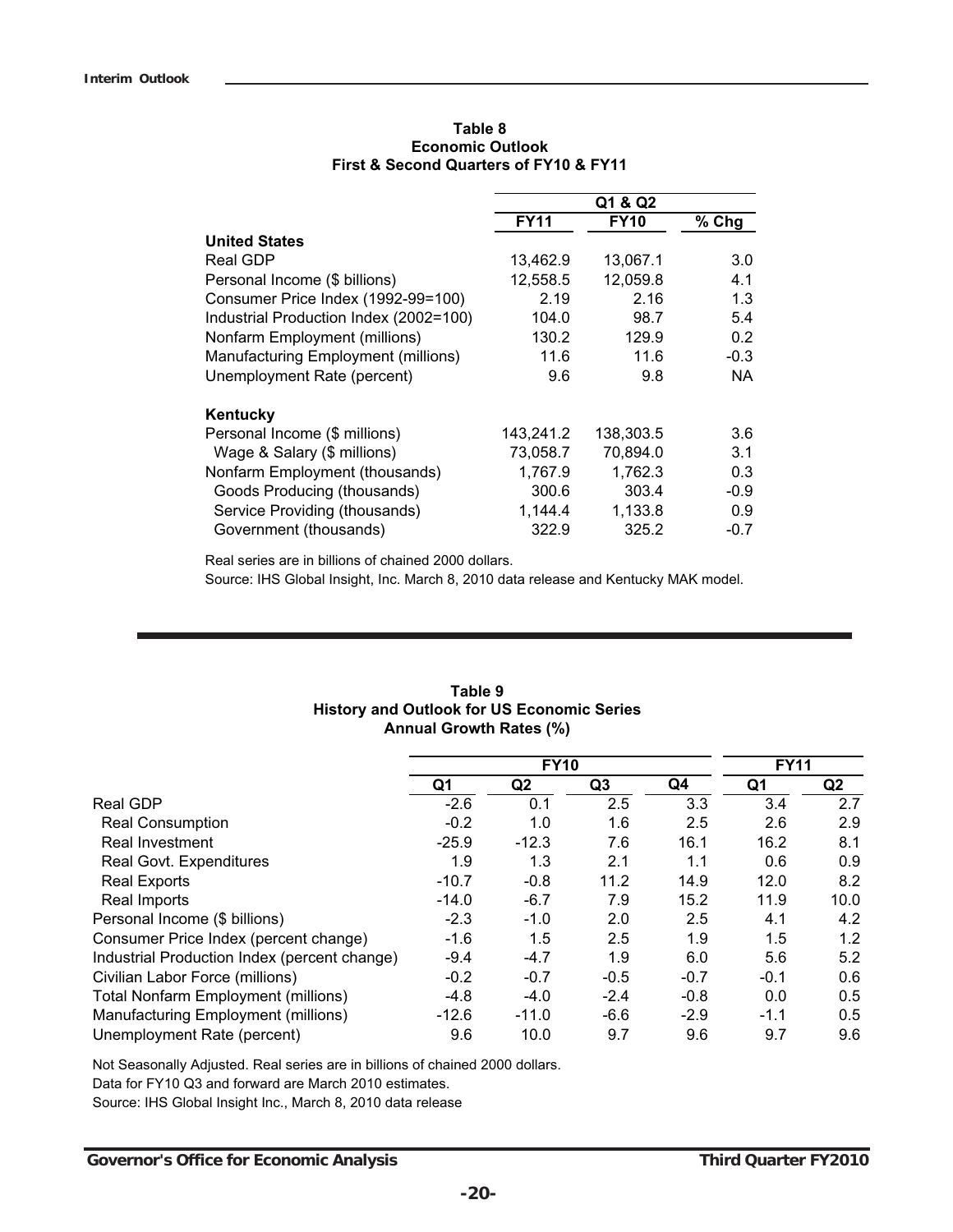**Table 8**
**Economic Outlook**
**First & Second Quarters of FY10 & FY11**

| | Q1 & Q2 | | |
|---|---|---|---|
| | **FY11** | **FY10** | **% Chg** |
| **United States** | | | |
| Real GDP | 13,462.9 | 13,067.1 | 3.0 |
| Personal Income ($ billions) | 12,558.5 | 12,059.8 | 4.1 |
| Consumer Price Index (1992-99=100) | 2.19 | 2.16 | 1.3 |
| Industrial Production Index (2002=100) | 104.0 | 98.7 | 5.4 |
| Nonfarm Employment (millions) | 130.2 | 129.9 | 0.2 |
| Manufacturing Employment (millions) | 11.6 | 11.6 | -0.3 |
| Unemployment Rate (percent) | 9.6 | 9.8 | NA |
| **Kentucky** | | | |
| Personal Income ($ millions) | 143,241.2 | 138,303.5 | 3.6 |
| Wage & Salary ($ millions) | 73,058.7 | 70,894.0 | 3.1 |
| Nonfarm Employment (thousands) | 1,767.9 | 1,762.3 | 0.3 |
| Goods Producing (thousands) | 300.6 | 303.4 | -0.9 |
| Service Providing (thousands) | 1,144.4 | 1,133.8 | 0.9 |
| Government (thousands) | 322.9 | 325.2 | -0.7 |

Real series are in billions of chained 2000 dollars.

Source: IHS Global Insight, Inc. March 8, 2010 data release and Kentucky MAK model.

**Table 9**
**History and Outlook for US Economic Series**
**Annual Growth Rates (%)**

| | FY10 | | | | FY11 | |
|---|---|---|---|---|---|---|
| | Q1 | Q2 | Q3 | Q4 | Q1 | Q2 |
| Real GDP | -2.6 | 0.1 | 2.5 | 3.3 | 3.4 | 2.7 |
| Real Consumption | -0.2 | 1.0 | 1.6 | 2.5 | 2.6 | 2.9 |
| Real Investment | -25.9 | -12.3 | 7.6 | 16.1 | 16.2 | 8.1 |
| Real Govt. Expenditures | 1.9 | 1.3 | 2.1 | 1.1 | 0.6 | 0.9 |
| Real Exports | -10.7 | -0.8 | 11.2 | 14.9 | 12.0 | 8.2 |
| Real Imports | -14.0 | -6.7 | 7.9 | 15.2 | 11.9 | 10.0 |
| Personal Income ($ billions) | -2.3 | -1.0 | 2.0 | 2.5 | 4.1 | 4.2 |
| Consumer Price Index (percent change) | -1.6 | 1.5 | 2.5 | 1.9 | 1.5 | 1.2 |
| Industrial Production Index (percent change) | -9.4 | -4.7 | 1.9 | 6.0 | 5.6 | 5.2 |
| Civilian Labor Force (millions) | -0.2 | -0.7 | -0.5 | -0.7 | -0.1 | 0.6 |
| Total Nonfarm Employment (millions) | -4.8 | -4.0 | -2.4 | -0.8 | 0.0 | 0.5 |
| Manufacturing Employment (millions) | -12.6 | -11.0 | -6.6 | -2.9 | -1.1 | 0.5 |
| Unemployment Rate (percent) | 9.6 | 10.0 | 9.7 | 9.6 | 9.7 | 9.6 |

Not Seasonally Adjusted. Real series are in billions of chained 2000 dollars.

Data for FY10 Q3 and forward are March 2010 estimates.

Source: IHS Global Insight Inc., March 8, 2010 data release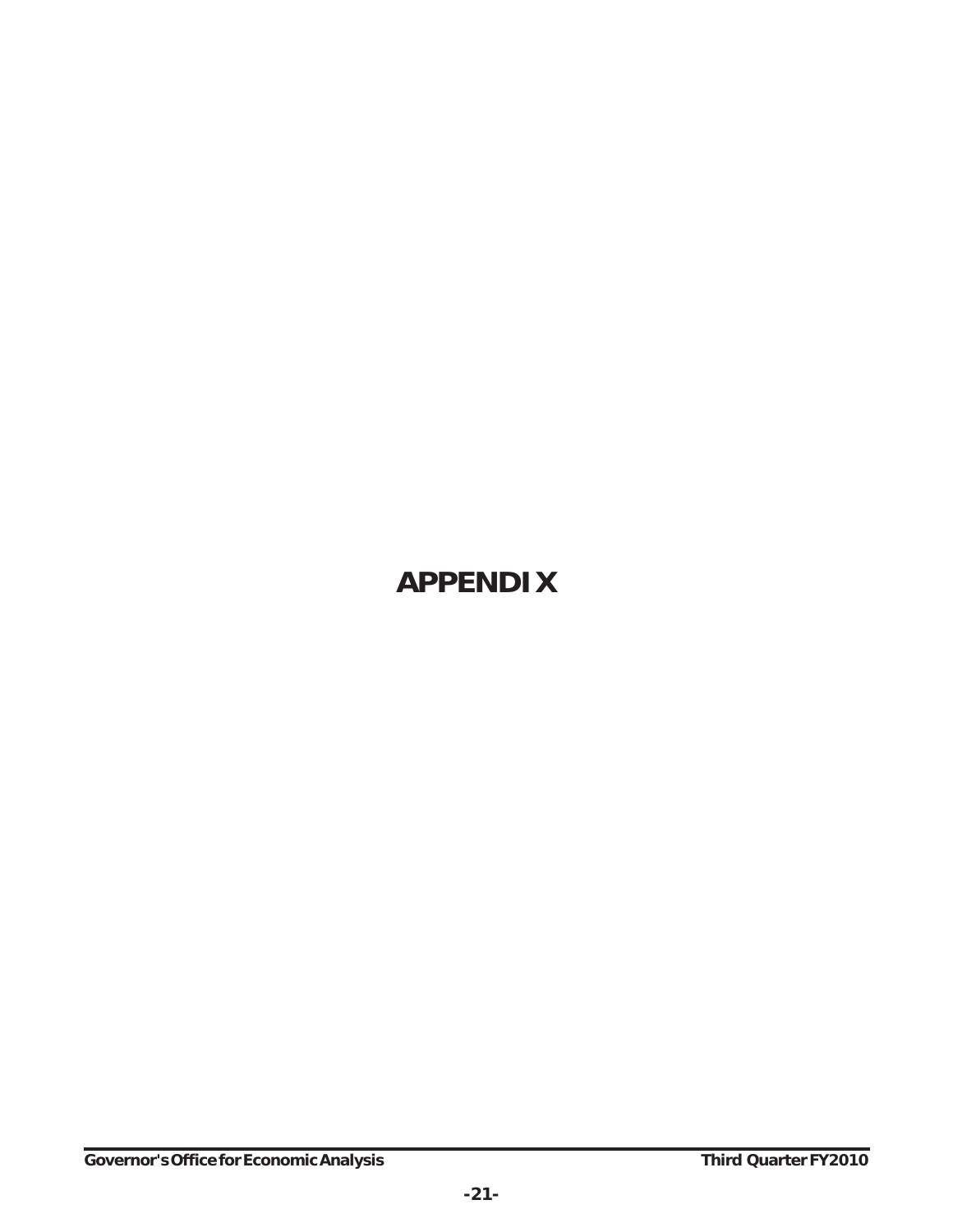# APPENDIX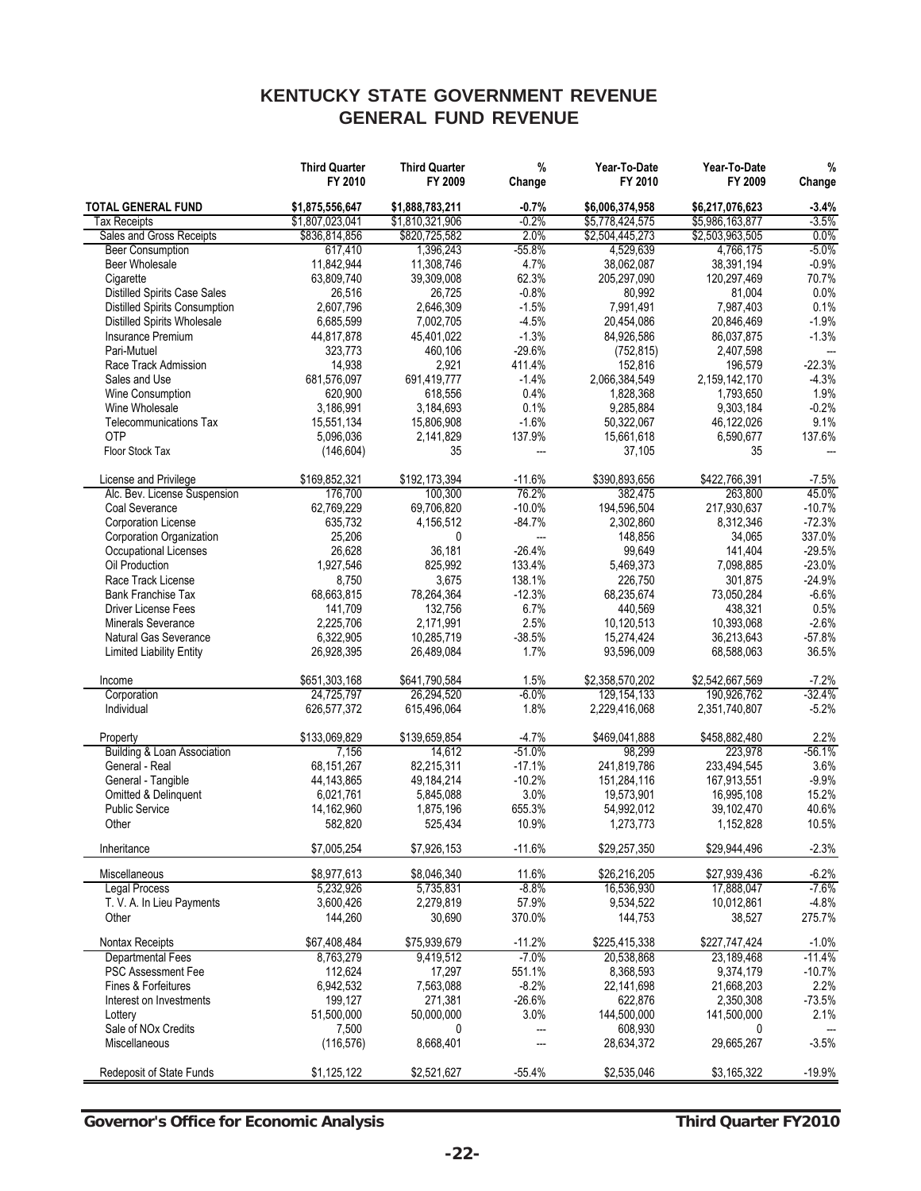# KENTUCKY STATE GOVERNMENT REVENUE
## GENERAL FUND REVENUE

| | Third Quarter FY 2010 | Third Quarter FY 2009 | % Change | Year-To-Date FY 2010 | Year-To-Date FY 2009 | % Change |
|---|---|---|---|---|---|---|
| **TOTAL GENERAL FUND** | **$1,875,556,647** | **$1,888,783,211** | **-0.7%** | **$6,006,374,958** | **$6,217,076,623** | **-3.4%** |
| Tax Receipts | $1,807,023,041 | $1,810,321,906 | -0.2% | $5,778,424,575 | $5,986,163,877 | -3.5% |
| Sales and Gross Receipts | $836,814,856 | $820,725,582 | 2.0% | $2,504,445,273 | $2,503,963,505 | 0.0% |
| Beer Consumption | 617,410 | 1,396,243 | -55.8% | 4,529,639 | 4,766,175 | -5.0% |
| Beer Wholesale | 11,842,944 | 11,308,746 | 4.7% | 38,062,087 | 38,391,194 | -0.9% |
| Cigarette | 63,809,740 | 39,309,008 | 62.3% | 205,297,090 | 120,297,469 | 70.7% |
| Distilled Spirits Case Sales | 26,516 | 26,725 | -0.8% | 80,992 | 81,004 | 0.0% |
| Distilled Spirits Consumption | 2,607,796 | 2,646,309 | -1.5% | 7,991,491 | 7,987,403 | 0.1% |
| Distilled Spirits Wholesale | 6,685,599 | 7,002,705 | -4.5% | 20,454,086 | 20,846,469 | -1.9% |
| Insurance Premium | 44,817,878 | 45,401,022 | -1.3% | 84,926,586 | 86,037,875 | -1.3% |
| Pari-Mutuel | 323,773 | 460,106 | -29.6% | (752,815) | 2,407,598 | --- |
| Race Track Admission | 14,938 | 2,921 | 411.4% | 152,816 | 196,579 | -22.3% |
| Sales and Use | 681,576,097 | 691,419,777 | -1.4% | 2,066,384,549 | 2,159,142,170 | -4.3% |
| Wine Consumption | 620,900 | 618,556 | 0.4% | 1,828,368 | 1,793,650 | 1.9% |
| Wine Wholesale | 3,186,991 | 3,184,693 | 0.1% | 9,285,884 | 9,303,184 | -0.2% |
| Telecommunications Tax | 15,551,134 | 15,806,908 | -1.6% | 50,322,067 | 46,122,026 | 9.1% |
| OTP | 5,096,036 | 2,141,829 | 137.9% | 15,661,618 | 6,590,677 | 137.6% |
| Floor Stock Tax | (146,604) | 35 | --- | 37,105 | 35 | --- |
| | | | | | | |
| License and Privilege | $169,852,321 | $192,173,394 | -11.6% | $390,893,656 | $422,766,391 | -7.5% |
| Alc. Bev. License Suspension | 176,700 | 100,300 | 76.2% | 382,475 | 263,800 | 45.0% |
| Coal Severance | 62,769,229 | 69,706,820 | -10.0% | 194,596,504 | 217,930,637 | -10.7% |
| Corporation License | 635,732 | 4,156,512 | -84.7% | 2,302,860 | 8,312,346 | -72.3% |
| Corporation Organization | 25,206 | 0 | --- | 148,856 | 34,065 | 337.0% |
| Occupational Licenses | 26,628 | 36,181 | -26.4% | 99,649 | 141,404 | -29.5% |
| Oil Production | 1,927,546 | 825,992 | 133.4% | 5,469,373 | 7,098,885 | -23.0% |
| Race Track License | 8,750 | 3,675 | 138.1% | 226,750 | 301,875 | -24.9% |
| Bank Franchise Tax | 68,663,815 | 78,264,364 | -12.3% | 68,235,674 | 73,050,284 | -6.6% |
| Driver License Fees | 141,709 | 132,756 | 6.7% | 440,569 | 438,321 | 0.5% |
| Minerals Severance | 2,225,706 | 2,171,991 | 2.5% | 10,120,513 | 10,393,068 | -2.6% |
| Natural Gas Severance | 6,322,905 | 10,285,719 | -38.5% | 15,274,424 | 36,213,643 | -57.8% |
| Limited Liability Entity | 26,928,395 | 26,489,084 | 1.7% | 93,596,009 | 68,588,063 | 36.5% |
| | | | | | | |
| Income | $651,303,168 | $641,790,584 | 1.5% | $2,358,570,202 | $2,542,667,569 | -7.2% |
| Corporation | 24,725,797 | 26,294,520 | -6.0% | 129,154,133 | 190,926,762 | -32.4% |
| Individual | 626,577,372 | 615,496,064 | 1.8% | 2,229,416,068 | 2,351,740,807 | -5.2% |
| | | | | | | |
| Property | $133,069,829 | $139,659,854 | -4.7% | $469,041,888 | $458,882,480 | 2.2% |
| Building & Loan Association | 7,156 | 14,612 | -51.0% | 98,299 | 223,978 | -56.1% |
| General - Real | 68,151,267 | 82,215,311 | -17.1% | 241,819,786 | 233,494,545 | 3.6% |
| General - Tangible | 44,143,865 | 49,184,214 | -10.2% | 151,284,116 | 167,913,551 | -9.9% |
| Omitted & Delinquent | 6,021,761 | 5,845,088 | 3.0% | 19,573,901 | 16,995,108 | 15.2% |
| Public Service | 14,162,960 | 1,875,196 | 655.3% | 54,992,012 | 39,102,470 | 40.6% |
| Other | 582,820 | 525,434 | 10.9% | 1,273,773 | 1,152,828 | 10.5% |
| | | | | | | |
| Inheritance | $7,005,254 | $7,926,153 | -11.6% | $29,257,350 | $29,944,496 | -2.3% |
| | | | | | | |
| Miscellaneous | $8,977,613 | $8,046,340 | 11.6% | $26,216,205 | $27,939,436 | -6.2% |
| Legal Process | 5,232,926 | 5,735,831 | -8.8% | 16,536,930 | 17,888,047 | -7.6% |
| T. V. A. In Lieu Payments | 3,600,426 | 2,279,819 | 57.9% | 9,534,522 | 10,012,861 | -4.8% |
| Other | 144,260 | 30,690 | 370.0% | 144,753 | 38,527 | 275.7% |
| | | | | | | |
| Nontax Receipts | $67,408,484 | $75,939,679 | -11.2% | $225,415,338 | $227,747,424 | -1.0% |
| Departmental Fees | 8,763,279 | 9,419,512 | -7.0% | 20,538,868 | 23,189,468 | -11.4% |
| PSC Assessment Fee | 112,624 | 17,297 | 551.1% | 8,368,593 | 9,374,179 | -10.7% |
| Fines & Forfeitures | 6,942,532 | 7,563,088 | -8.2% | 22,141,698 | 21,668,203 | 2.2% |
| Interest on Investments | 199,127 | 271,381 | -26.6% | 622,876 | 2,350,308 | -73.5% |
| Lottery | 51,500,000 | 50,000,000 | 3.0% | 144,500,000 | 141,500,000 | 2.1% |
| Sale of NOx Credits | 7,500 | 0 | --- | 608,930 | 0 | --- |
| Miscellaneous | (116,576) | 8,668,401 | --- | 28,634,372 | 29,665,267 | -3.5% |
| | | | | | | |
| Redeposit of State Funds | $1,125,122 | $2,521,627 | -55.4% | $2,535,046 | $3,165,322 | -19.9% |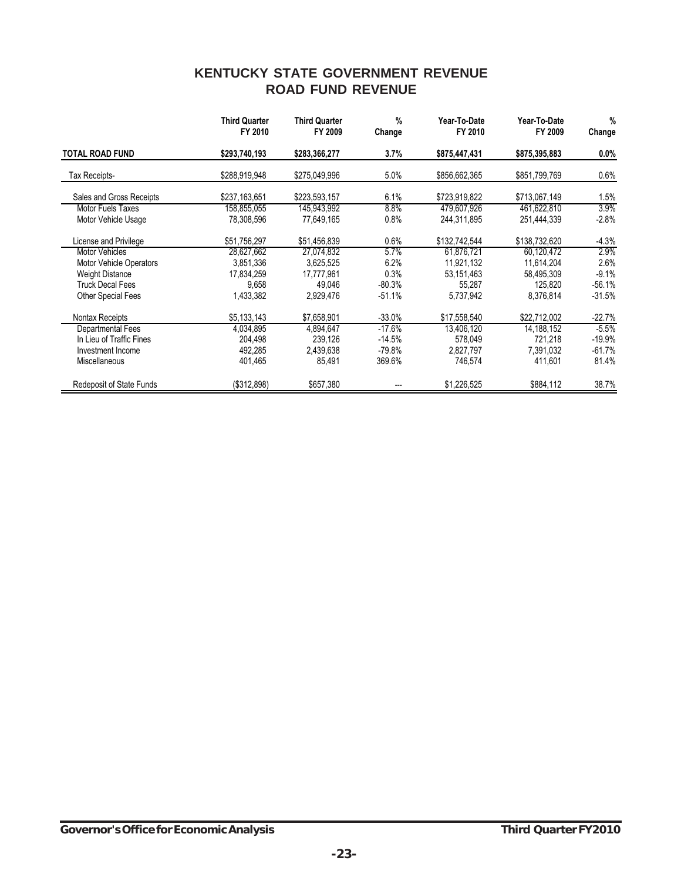# KENTUCKY STATE GOVERNMENT REVENUE
## ROAD FUND REVENUE

| | Third Quarter FY 2010 | Third Quarter FY 2009 | % Change | Year-To-Date FY 2010 | Year-To-Date FY 2009 | % Change |
|---|---|---|---|---|---|---|
| **TOTAL ROAD FUND** | **$293,740,193** | **$283,366,277** | **3.7%** | **$875,447,431** | **$875,395,883** | **0.0%** |
| Tax Receipts- | $288,919,948 | $275,049,996 | 5.0% | $856,662,365 | $851,799,769 | 0.6% |
| Sales and Gross Receipts | $237,163,651 | $223,593,157 | 6.1% | $723,919,822 | $713,067,149 | 1.5% |
| Motor Fuels Taxes | 158,855,055 | 145,943,992 | 8.8% | 479,607,926 | 461,622,810 | 3.9% |
| Motor Vehicle Usage | 78,308,596 | 77,649,165 | 0.8% | 244,311,895 | 251,444,339 | -2.8% |
| License and Privilege | $51,756,297 | $51,456,839 | 0.6% | $132,742,544 | $138,732,620 | -4.3% |
| Motor Vehicles | 28,627,662 | 27,074,832 | 5.7% | 61,876,721 | 60,120,472 | 2.9% |
| Motor Vehicle Operators | 3,851,336 | 3,625,525 | 6.2% | 11,921,132 | 11,614,204 | 2.6% |
| Weight Distance | 17,834,259 | 17,777,961 | 0.3% | 53,151,463 | 58,495,309 | -9.1% |
| Truck Decal Fees | 9,658 | 49,046 | -80.3% | 55,287 | 125,820 | -56.1% |
| Other Special Fees | 1,433,382 | 2,929,476 | -51.1% | 5,737,942 | 8,376,814 | -31.5% |
| Nontax Receipts | $5,133,143 | $7,658,901 | -33.0% | $17,558,540 | $22,712,002 | -22.7% |
| Departmental Fees | 4,034,895 | 4,894,647 | -17.6% | 13,406,120 | 14,188,152 | -5.5% |
| In Lieu of Traffic Fines | 204,498 | 239,126 | -14.5% | 578,049 | 721,218 | -19.9% |
| Investment Income | 492,285 | 2,439,638 | -79.8% | 2,827,797 | 7,391,032 | -61.7% |
| Miscellaneous | 401,465 | 85,491 | 369.6% | 746,574 | 411,601 | 81.4% |
| Redeposit of State Funds | ($312,898) | $657,380 | --- | $1,226,525 | $884,112 | 38.7% |